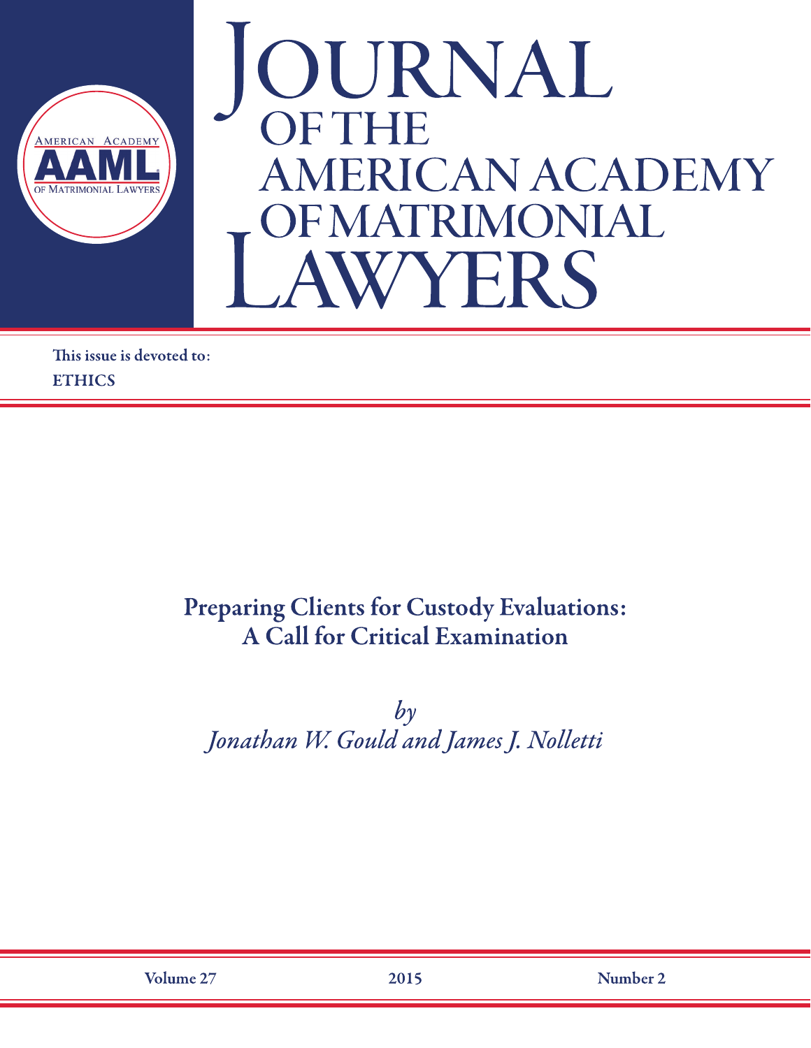# Journal of the American Academy of Matrimonial Lawyers

This issue is devoted to:
**ETHICS**

## Preparing Clients for Custody Evaluations: A Call for Critical Examination

*by*
*Jonathan W. Gould and James J. Nolletti*

Volume 27 | 2015 | Number 2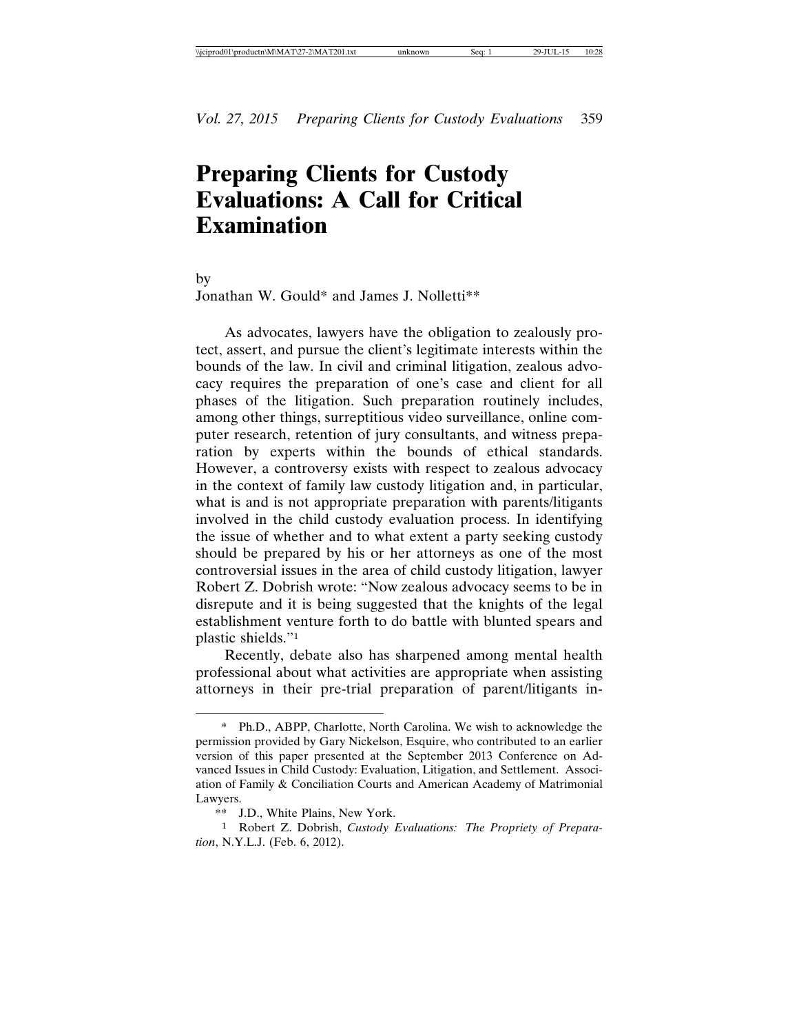# Preparing Clients for Custody Evaluations: A Call for Critical Examination

by
Jonathan W. Gould* and James J. Nolletti**

As advocates, lawyers have the obligation to zealously protect, assert, and pursue the client's legitimate interests within the bounds of the law. In civil and criminal litigation, zealous advocacy requires the preparation of one's case and client for all phases of the litigation. Such preparation routinely includes, among other things, surreptitious video surveillance, online computer research, retention of jury consultants, and witness preparation by experts within the bounds of ethical standards. However, a controversy exists with respect to zealous advocacy in the context of family law custody litigation and, in particular, what is and is not appropriate preparation with parents/litigants involved in the child custody evaluation process. In identifying the issue of whether and to what extent a party seeking custody should be prepared by his or her attorneys as one of the most controversial issues in the area of child custody litigation, lawyer Robert Z. Dobrish wrote: "Now zealous advocacy seems to be in disrepute and it is being suggested that the knights of the legal establishment venture forth to do battle with blunted spears and plastic shields."[1]

Recently, debate also has sharpened among mental health professional about what activities are appropriate when assisting attorneys in their pre-trial preparation of parent/litigants in-

---

\* Ph.D., ABPP, Charlotte, North Carolina. We wish to acknowledge the permission provided by Gary Nickelson, Esquire, who contributed to an earlier version of this paper presented at the September 2013 Conference on Advanced Issues in Child Custody: Evaluation, Litigation, and Settlement. Association of Family & Conciliation Courts and American Academy of Matrimonial Lawyers.

\*\* J.D., White Plains, New York.

[1] Robert Z. Dobrish, *Custody Evaluations: The Propriety of Preparation*, N.Y.L.J. (Feb. 6, 2012).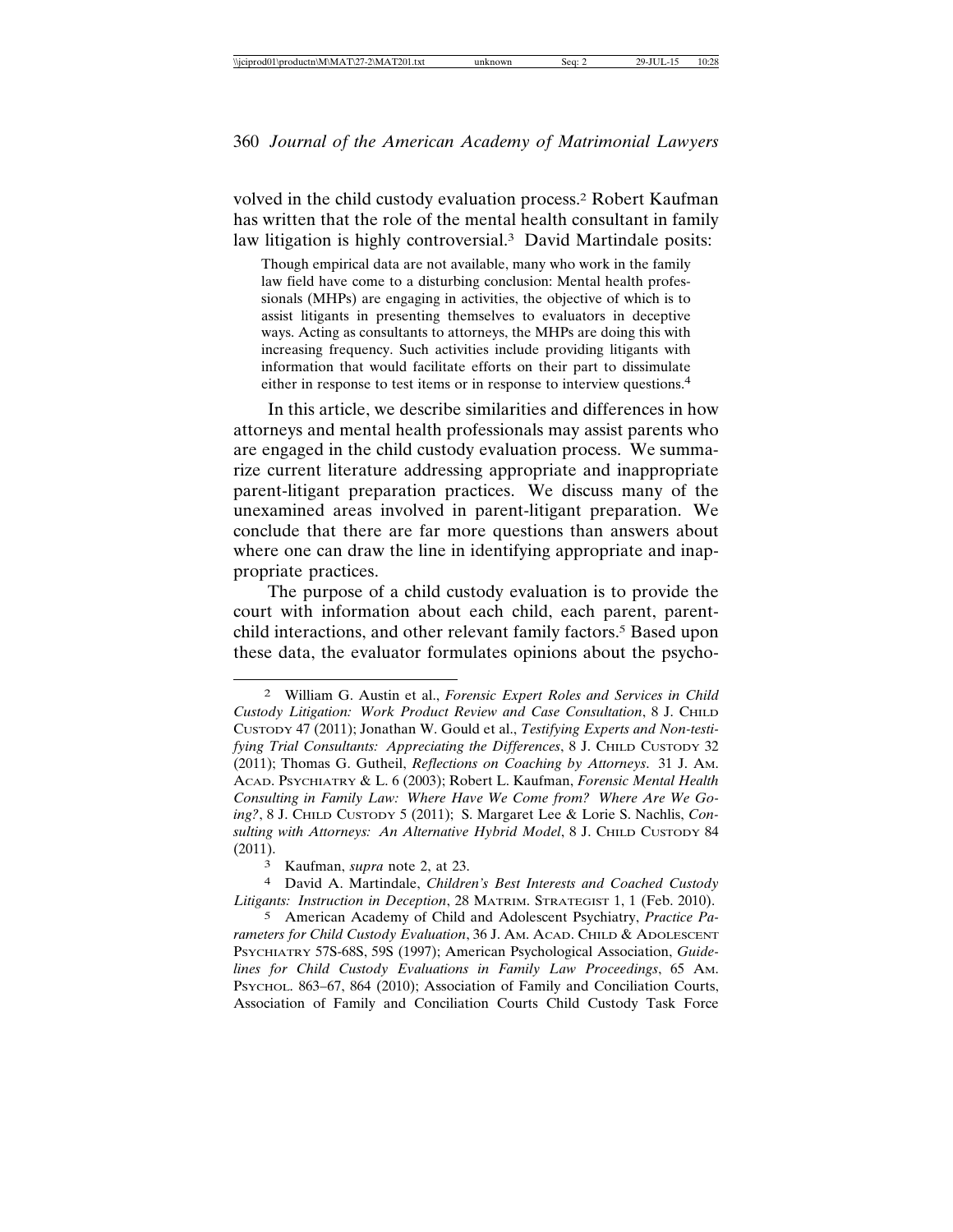volved in the child custody evaluation process.[2] Robert Kaufman has written that the role of the mental health consultant in family law litigation is highly controversial.[3] David Martindale posits:

> Though empirical data are not available, many who work in the family law field have come to a disturbing conclusion: Mental health professionals (MHPs) are engaging in activities, the objective of which is to assist litigants in presenting themselves to evaluators in deceptive ways. Acting as consultants to attorneys, the MHPs are doing this with increasing frequency. Such activities include providing litigants with information that would facilitate efforts on their part to dissimulate either in response to test items or in response to interview questions.[4]

In this article, we describe similarities and differences in how attorneys and mental health professionals may assist parents who are engaged in the child custody evaluation process. We summarize current literature addressing appropriate and inappropriate parent-litigant preparation practices. We discuss many of the unexamined areas involved in parent-litigant preparation. We conclude that there are far more questions than answers about where one can draw the line in identifying appropriate and inappropriate practices.

The purpose of a child custody evaluation is to provide the court with information about each child, each parent, parent-child interactions, and other relevant family factors.[5] Based upon these data, the evaluator formulates opinions about the psycho-

---

[2] William G. Austin et al., *Forensic Expert Roles and Services in Child Custody Litigation: Work Product Review and Case Consultation*, 8 J. Child Custody 47 (2011); Jonathan W. Gould et al., *Testifying Experts and Non-testifying Trial Consultants: Appreciating the Differences*, 8 J. Child Custody 32 (2011); Thomas G. Gutheil, *Reflections on Coaching by Attorneys*. 31 J. Am. Acad. Psychiatry & L. 6 (2003); Robert L. Kaufman, *Forensic Mental Health Consulting in Family Law: Where Have We Come from? Where Are We Going?*, 8 J. Child Custody 5 (2011); S. Margaret Lee & Lorie S. Nachlis, *Consulting with Attorneys: An Alternative Hybrid Model*, 8 J. Child Custody 84 (2011).

[3] Kaufman, *supra* note 2, at 23.

[4] David A. Martindale, *Children's Best Interests and Coached Custody Litigants: Instruction in Deception*, 28 Matrim. Strategist 1, 1 (Feb. 2010).

[5] American Academy of Child and Adolescent Psychiatry, *Practice Parameters for Child Custody Evaluation*, 36 J. Am. Acad. Child & Adolescent Psychiatry 57S-68S, 59S (1997); American Psychological Association, *Guidelines for Child Custody Evaluations in Family Law Proceedings*, 65 Am. Psychol. 863–67, 864 (2010); Association of Family and Conciliation Courts, Association of Family and Conciliation Courts Child Custody Task Force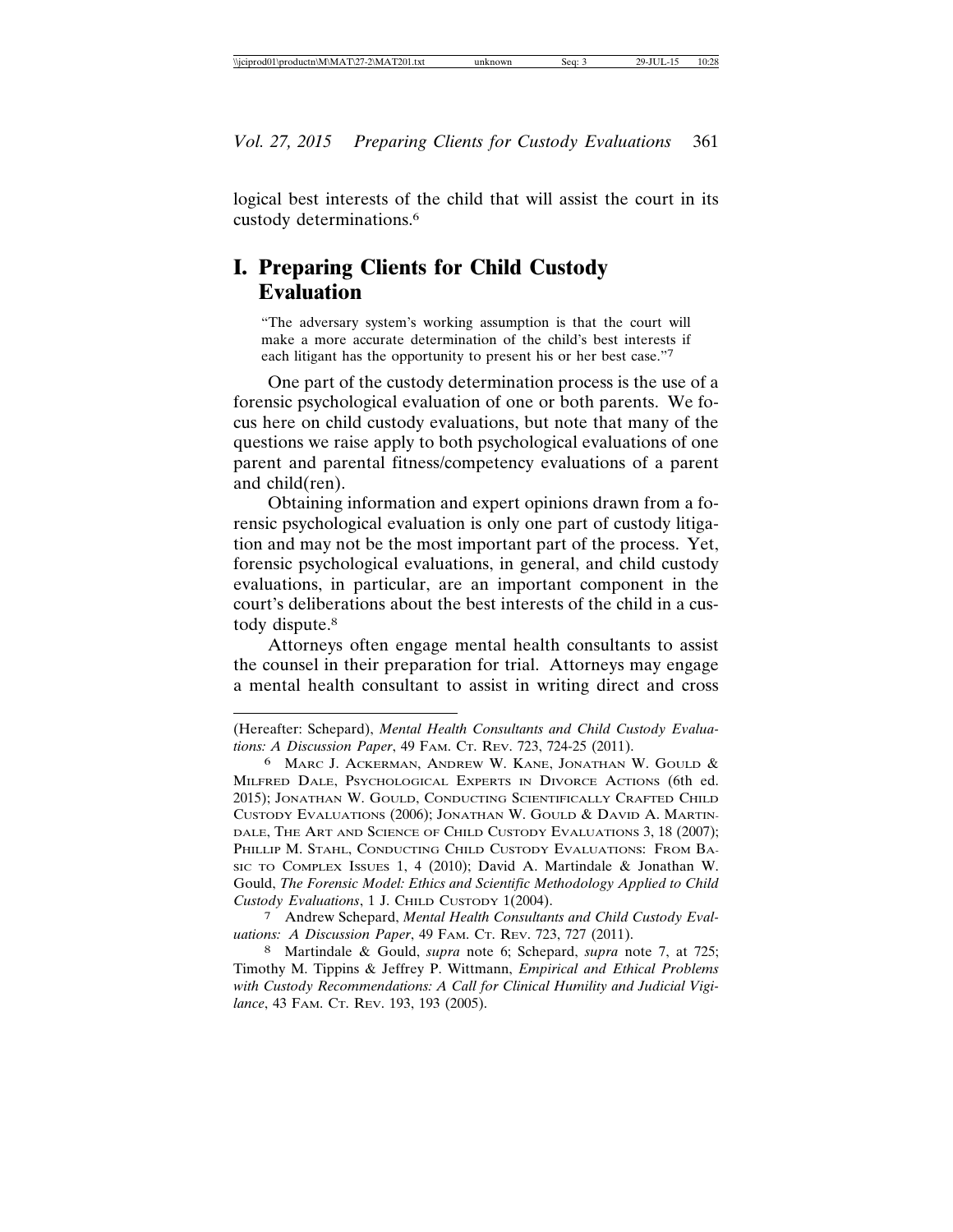logical best interests of the child that will assist the court in its custody determinations.[6]

## I. Preparing Clients for Child Custody Evaluation

> "The adversary system's working assumption is that the court will make a more accurate determination of the child's best interests if each litigant has the opportunity to present his or her best case."[7]

One part of the custody determination process is the use of a forensic psychological evaluation of one or both parents. We focus here on child custody evaluations, but note that many of the questions we raise apply to both psychological evaluations of one parent and parental fitness/competency evaluations of a parent and child(ren).

Obtaining information and expert opinions drawn from a forensic psychological evaluation is only one part of custody litigation and may not be the most important part of the process. Yet, forensic psychological evaluations, in general, and child custody evaluations, in particular, are an important component in the court's deliberations about the best interests of the child in a custody dispute.[8]

Attorneys often engage mental health consultants to assist the counsel in their preparation for trial. Attorneys may engage a mental health consultant to assist in writing direct and cross

---

(Hereafter: Schepard), *Mental Health Consultants and Child Custody Evaluations: A Discussion Paper*, 49 Fam. Ct. Rev. 723, 724-25 (2011).

[6] Marc J. Ackerman, Andrew W. Kane, Jonathan W. Gould & Milfred Dale, Psychological Experts in Divorce Actions (6th ed. 2015); Jonathan W. Gould, Conducting Scientifically Crafted Child Custody Evaluations (2006); Jonathan W. Gould & David A. Martindale, The Art and Science of Child Custody Evaluations 3, 18 (2007); Phillip M. Stahl, Conducting Child Custody Evaluations: From Basic to Complex Issues 1, 4 (2010); David A. Martindale & Jonathan W. Gould, *The Forensic Model: Ethics and Scientific Methodology Applied to Child Custody Evaluations*, 1 J. Child Custody 1(2004).

[7] Andrew Schepard, *Mental Health Consultants and Child Custody Evaluations: A Discussion Paper*, 49 Fam. Ct. Rev. 723, 727 (2011).

[8] Martindale & Gould, *supra* note 6; Schepard, *supra* note 7, at 725; Timothy M. Tippins & Jeffrey P. Wittmann, *Empirical and Ethical Problems with Custody Recommendations: A Call for Clinical Humility and Judicial Vigilance*, 43 Fam. Ct. Rev. 193, 193 (2005).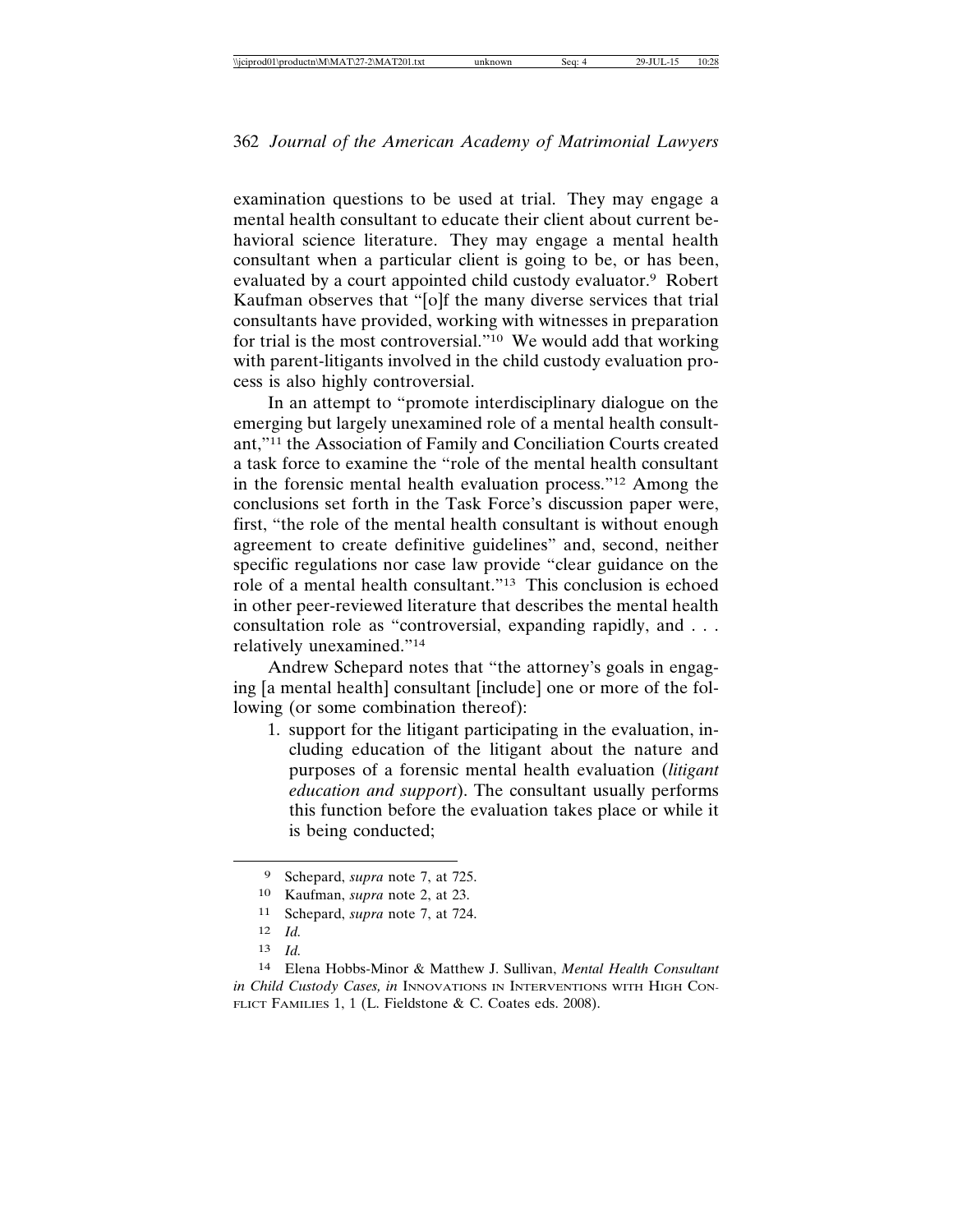examination questions to be used at trial. They may engage a mental health consultant to educate their client about current behavioral science literature. They may engage a mental health consultant when a particular client is going to be, or has been, evaluated by a court appointed child custody evaluator.[9] Robert Kaufman observes that "[o]f the many diverse services that trial consultants have provided, working with witnesses in preparation for trial is the most controversial."[10] We would add that working with parent-litigants involved in the child custody evaluation process is also highly controversial.

In an attempt to "promote interdisciplinary dialogue on the emerging but largely unexamined role of a mental health consultant,"[11] the Association of Family and Conciliation Courts created a task force to examine the "role of the mental health consultant in the forensic mental health evaluation process."[12] Among the conclusions set forth in the Task Force's discussion paper were, first, "the role of the mental health consultant is without enough agreement to create definitive guidelines" and, second, neither specific regulations nor case law provide "clear guidance on the role of a mental health consultant."[13] This conclusion is echoed in other peer-reviewed literature that describes the mental health consultation role as "controversial, expanding rapidly, and . . . relatively unexamined."[14]

Andrew Schepard notes that "the attorney's goals in engaging [a mental health] consultant [include] one or more of the following (or some combination thereof):

1. support for the litigant participating in the evaluation, including education of the litigant about the nature and purposes of a forensic mental health evaluation (*litigant education and support*). The consultant usually performs this function before the evaluation takes place or while it is being conducted;

---

[9] Schepard, *supra* note 7, at 725.

[10] Kaufman, *supra* note 2, at 23.

[11] Schepard, *supra* note 7, at 724.

[12] *Id.*

[13] *Id.*

[14] Elena Hobbs-Minor & Matthew J. Sullivan, *Mental Health Consultant in Child Custody Cases, in* INNOVATIONS IN INTERVENTIONS WITH HIGH CONFLICT FAMILIES 1, 1 (L. Fieldstone & C. Coates eds. 2008).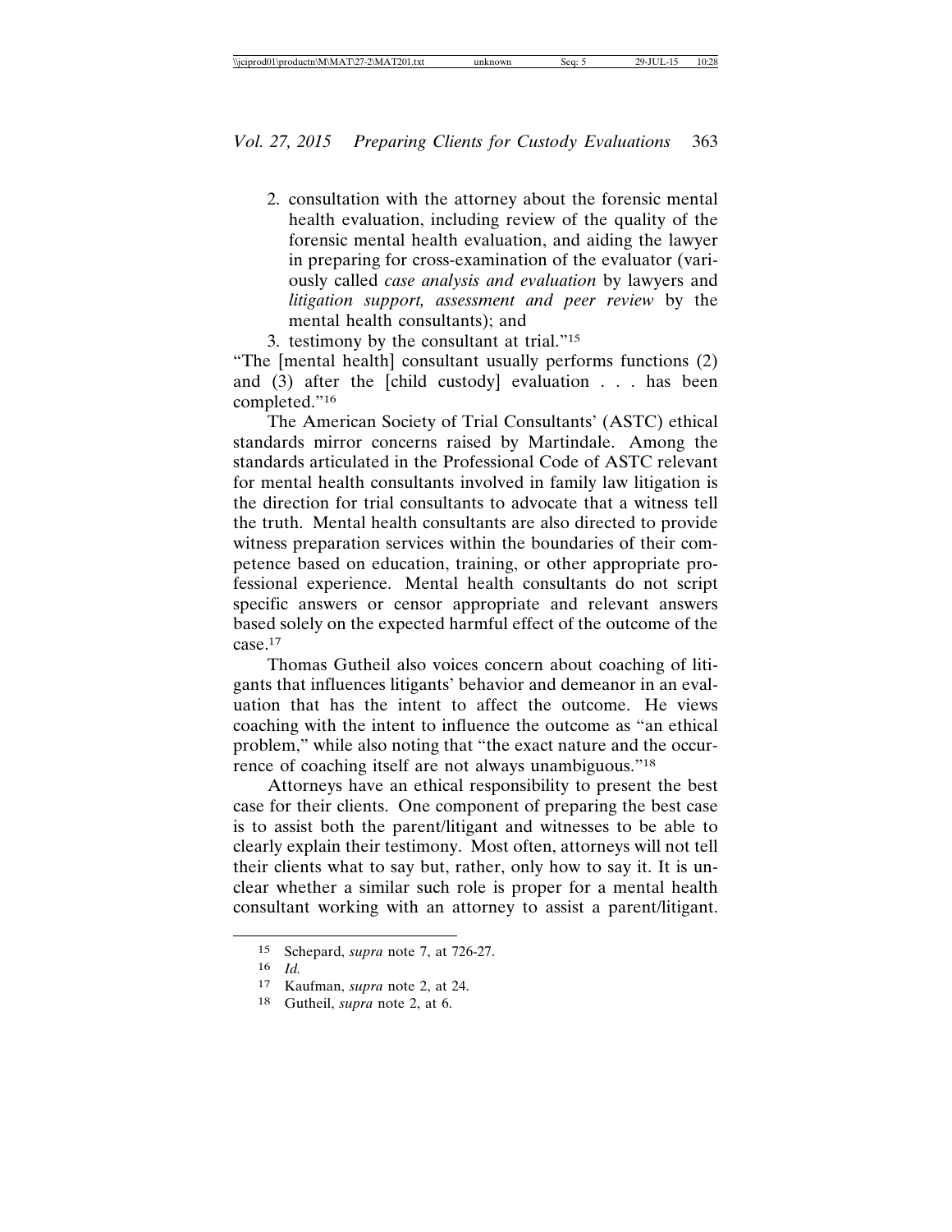2. consultation with the attorney about the forensic mental health evaluation, including review of the quality of the forensic mental health evaluation, and aiding the lawyer in preparing for cross-examination of the evaluator (variously called *case analysis and evaluation* by lawyers and *litigation support, assessment and peer review* by the mental health consultants); and
3. testimony by the consultant at trial."[15]

"The [mental health] consultant usually performs functions (2) and (3) after the [child custody] evaluation . . . has been completed."[16]

The American Society of Trial Consultants' (ASTC) ethical standards mirror concerns raised by Martindale. Among the standards articulated in the Professional Code of ASTC relevant for mental health consultants involved in family law litigation is the direction for trial consultants to advocate that a witness tell the truth. Mental health consultants are also directed to provide witness preparation services within the boundaries of their competence based on education, training, or other appropriate professional experience. Mental health consultants do not script specific answers or censor appropriate and relevant answers based solely on the expected harmful effect of the outcome of the case.[17]

Thomas Gutheil also voices concern about coaching of litigants that influences litigants' behavior and demeanor in an evaluation that has the intent to affect the outcome. He views coaching with the intent to influence the outcome as "an ethical problem," while also noting that "the exact nature and the occurrence of coaching itself are not always unambiguous."[18]

Attorneys have an ethical responsibility to present the best case for their clients. One component of preparing the best case is to assist both the parent/litigant and witnesses to be able to clearly explain their testimony. Most often, attorneys will not tell their clients what to say but, rather, only how to say it. It is unclear whether a similar such role is proper for a mental health consultant working with an attorney to assist a parent/litigant.

---

15 Schepard, *supra* note 7, at 726-27.

16 *Id.*

17 Kaufman, *supra* note 2, at 24.

18 Gutheil, *supra* note 2, at 6.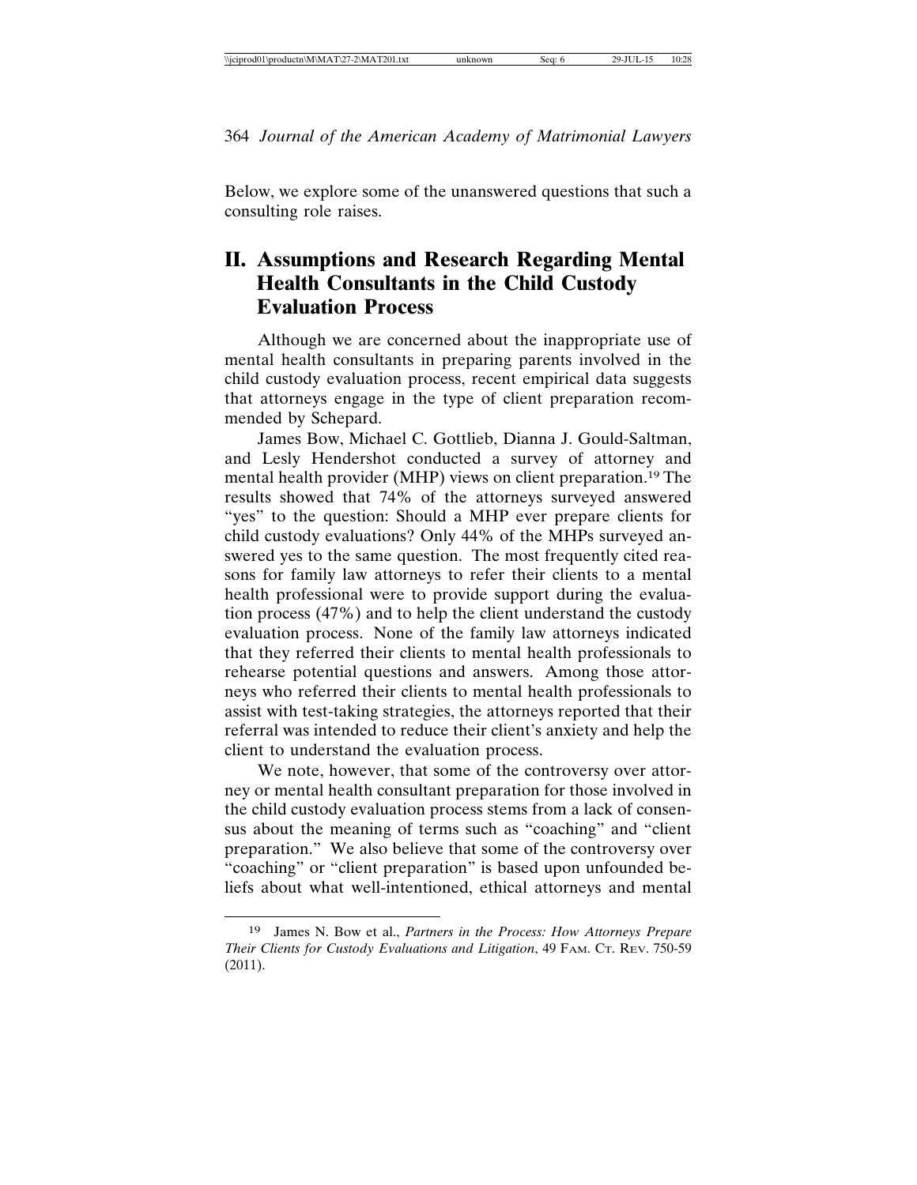Below, we explore some of the unanswered questions that such a consulting role raises.

## II. Assumptions and Research Regarding Mental Health Consultants in the Child Custody Evaluation Process

Although we are concerned about the inappropriate use of mental health consultants in preparing parents involved in the child custody evaluation process, recent empirical data suggests that attorneys engage in the type of client preparation recommended by Schepard.

James Bow, Michael C. Gottlieb, Dianna J. Gould-Saltman, and Lesly Hendershot conducted a survey of attorney and mental health provider (MHP) views on client preparation.[19] The results showed that 74% of the attorneys surveyed answered "yes" to the question: Should a MHP ever prepare clients for child custody evaluations? Only 44% of the MHPs surveyed answered yes to the same question. The most frequently cited reasons for family law attorneys to refer their clients to a mental health professional were to provide support during the evaluation process (47%) and to help the client understand the custody evaluation process. None of the family law attorneys indicated that they referred their clients to mental health professionals to rehearse potential questions and answers. Among those attorneys who referred their clients to mental health professionals to assist with test-taking strategies, the attorneys reported that their referral was intended to reduce their client's anxiety and help the client to understand the evaluation process.

We note, however, that some of the controversy over attorney or mental health consultant preparation for those involved in the child custody evaluation process stems from a lack of consensus about the meaning of terms such as "coaching" and "client preparation." We also believe that some of the controversy over "coaching" or "client preparation" is based upon unfounded beliefs about what well-intentioned, ethical attorneys and mental

[19] James N. Bow et al., *Partners in the Process: How Attorneys Prepare Their Clients for Custody Evaluations and Litigation*, 49 FAM. CT. REV. 750-59 (2011).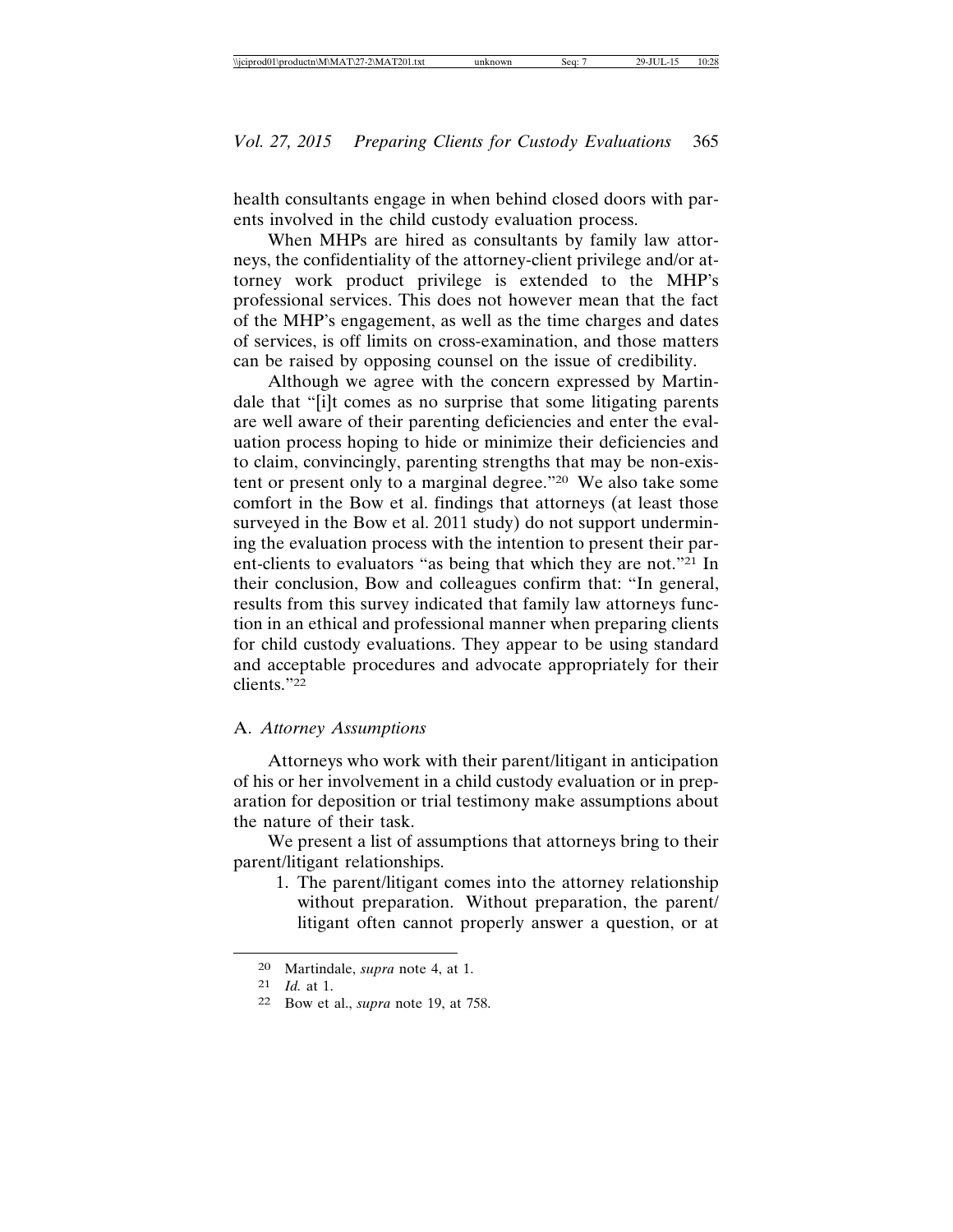health consultants engage in when behind closed doors with parents involved in the child custody evaluation process.

When MHPs are hired as consultants by family law attorneys, the confidentiality of the attorney-client privilege and/or attorney work product privilege is extended to the MHP's professional services. This does not however mean that the fact of the MHP's engagement, as well as the time charges and dates of services, is off limits on cross-examination, and those matters can be raised by opposing counsel on the issue of credibility.

Although we agree with the concern expressed by Martindale that "[i]t comes as no surprise that some litigating parents are well aware of their parenting deficiencies and enter the evaluation process hoping to hide or minimize their deficiencies and to claim, convincingly, parenting strengths that may be non-existent or present only to a marginal degree."[20] We also take some comfort in the Bow et al. findings that attorneys (at least those surveyed in the Bow et al. 2011 study) do not support undermining the evaluation process with the intention to present their parent-clients to evaluators "as being that which they are not."[21] In their conclusion, Bow and colleagues confirm that: "In general, results from this survey indicated that family law attorneys function in an ethical and professional manner when preparing clients for child custody evaluations. They appear to be using standard and acceptable procedures and advocate appropriately for their clients."[22]

### A. *Attorney Assumptions*

Attorneys who work with their parent/litigant in anticipation of his or her involvement in a child custody evaluation or in preparation for deposition or trial testimony make assumptions about the nature of their task.

We present a list of assumptions that attorneys bring to their parent/litigant relationships.

1. The parent/litigant comes into the attorney relationship without preparation. Without preparation, the parent/litigant often cannot properly answer a question, or at

---

20 Martindale, *supra* note 4, at 1.

21 *Id.* at 1.

22 Bow et al., *supra* note 19, at 758.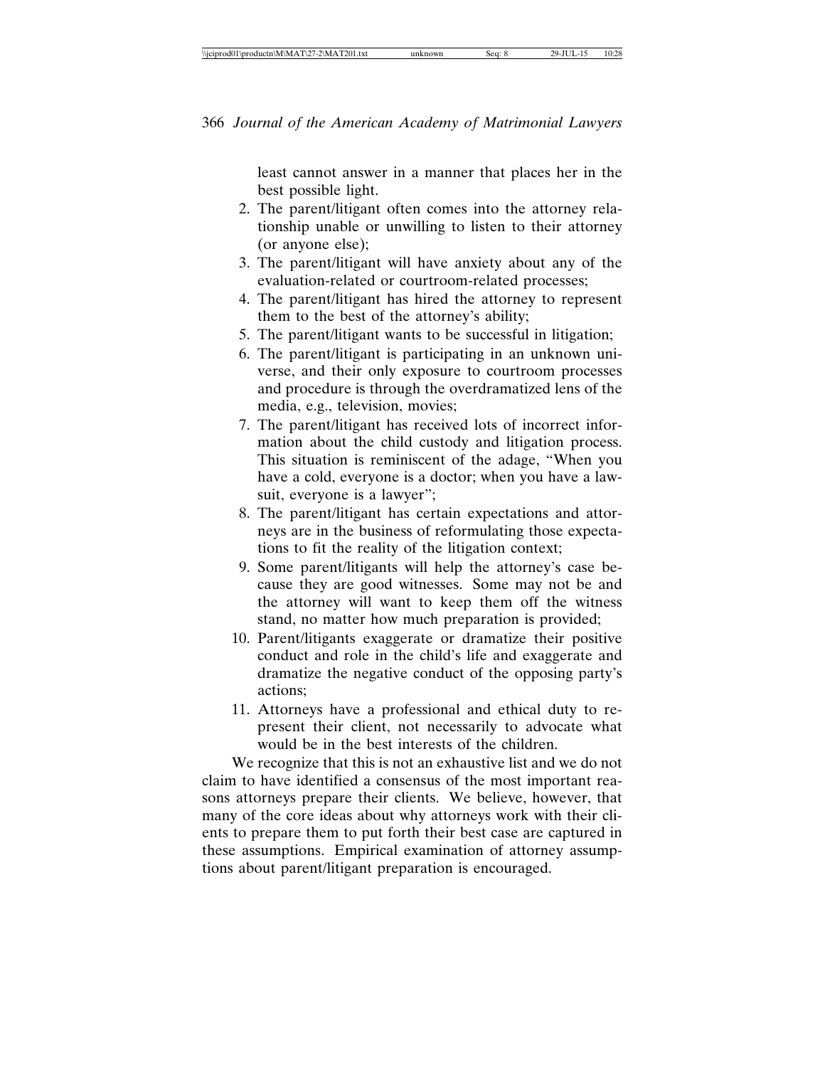least cannot answer in a manner that places her in the best possible light.

2. The parent/litigant often comes into the attorney relationship unable or unwilling to listen to their attorney (or anyone else);
3. The parent/litigant will have anxiety about any of the evaluation-related or courtroom-related processes;
4. The parent/litigant has hired the attorney to represent them to the best of the attorney's ability;
5. The parent/litigant wants to be successful in litigation;
6. The parent/litigant is participating in an unknown universe, and their only exposure to courtroom processes and procedure is through the overdramatized lens of the media, e.g., television, movies;
7. The parent/litigant has received lots of incorrect information about the child custody and litigation process. This situation is reminiscent of the adage, "When you have a cold, everyone is a doctor; when you have a lawsuit, everyone is a lawyer";
8. The parent/litigant has certain expectations and attorneys are in the business of reformulating those expectations to fit the reality of the litigation context;
9. Some parent/litigants will help the attorney's case because they are good witnesses. Some may not be and the attorney will want to keep them off the witness stand, no matter how much preparation is provided;
10. Parent/litigants exaggerate or dramatize their positive conduct and role in the child's life and exaggerate and dramatize the negative conduct of the opposing party's actions;
11. Attorneys have a professional and ethical duty to represent their client, not necessarily to advocate what would be in the best interests of the children.

We recognize that this is not an exhaustive list and we do not claim to have identified a consensus of the most important reasons attorneys prepare their clients. We believe, however, that many of the core ideas about why attorneys work with their clients to prepare them to put forth their best case are captured in these assumptions. Empirical examination of attorney assumptions about parent/litigant preparation is encouraged.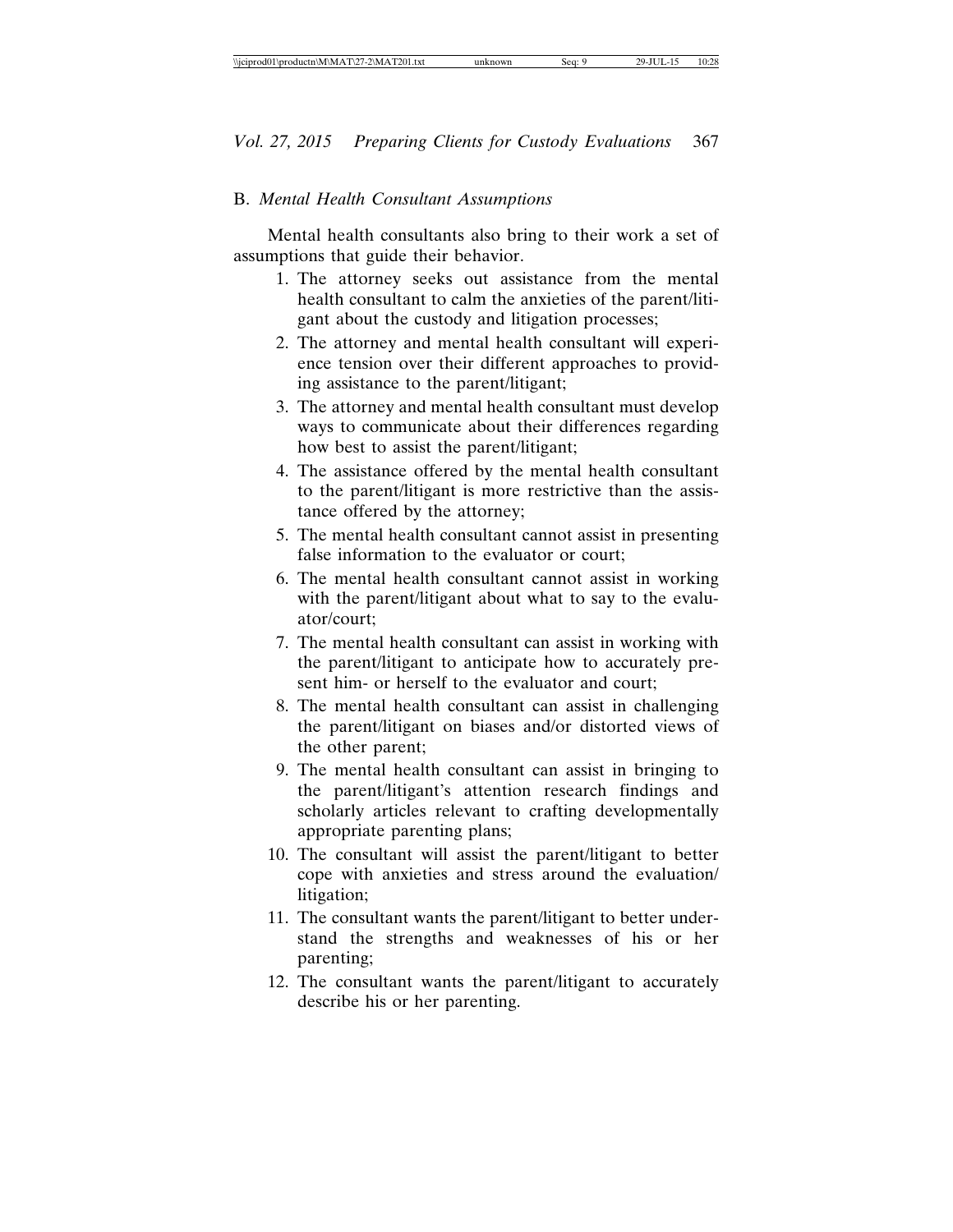### B. *Mental Health Consultant Assumptions*

Mental health consultants also bring to their work a set of assumptions that guide their behavior.

1. The attorney seeks out assistance from the mental health consultant to calm the anxieties of the parent/litigant about the custody and litigation processes;
2. The attorney and mental health consultant will experience tension over their different approaches to providing assistance to the parent/litigant;
3. The attorney and mental health consultant must develop ways to communicate about their differences regarding how best to assist the parent/litigant;
4. The assistance offered by the mental health consultant to the parent/litigant is more restrictive than the assistance offered by the attorney;
5. The mental health consultant cannot assist in presenting false information to the evaluator or court;
6. The mental health consultant cannot assist in working with the parent/litigant about what to say to the evaluator/court;
7. The mental health consultant can assist in working with the parent/litigant to anticipate how to accurately present him- or herself to the evaluator and court;
8. The mental health consultant can assist in challenging the parent/litigant on biases and/or distorted views of the other parent;
9. The mental health consultant can assist in bringing to the parent/litigant's attention research findings and scholarly articles relevant to crafting developmentally appropriate parenting plans;
10. The consultant will assist the parent/litigant to better cope with anxieties and stress around the evaluation/litigation;
11. The consultant wants the parent/litigant to better understand the strengths and weaknesses of his or her parenting;
12. The consultant wants the parent/litigant to accurately describe his or her parenting.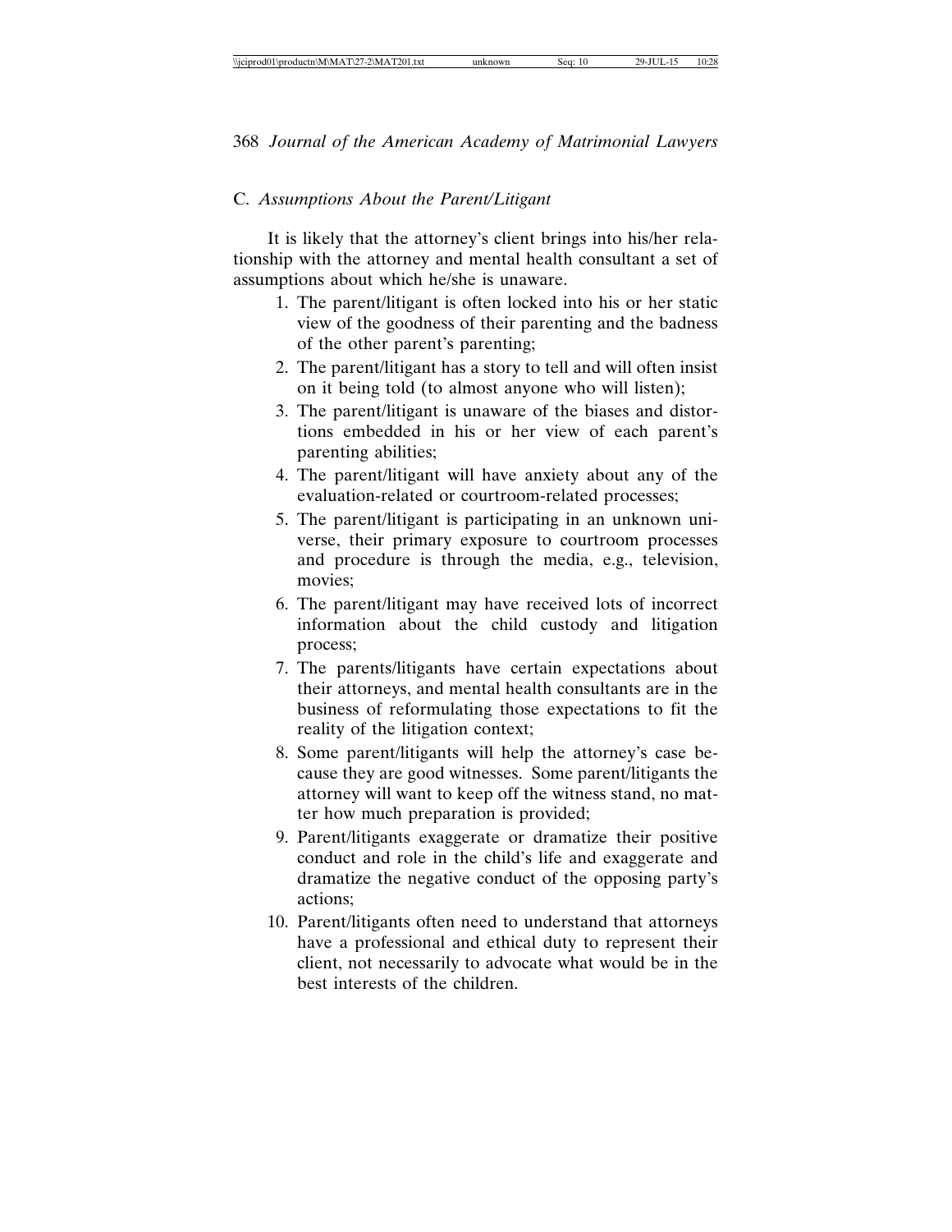### C. *Assumptions About the Parent/Litigant*

It is likely that the attorney's client brings into his/her relationship with the attorney and mental health consultant a set of assumptions about which he/she is unaware.

1. The parent/litigant is often locked into his or her static view of the goodness of their parenting and the badness of the other parent's parenting;
2. The parent/litigant has a story to tell and will often insist on it being told (to almost anyone who will listen);
3. The parent/litigant is unaware of the biases and distortions embedded in his or her view of each parent's parenting abilities;
4. The parent/litigant will have anxiety about any of the evaluation-related or courtroom-related processes;
5. The parent/litigant is participating in an unknown universe, their primary exposure to courtroom processes and procedure is through the media, e.g., television, movies;
6. The parent/litigant may have received lots of incorrect information about the child custody and litigation process;
7. The parents/litigants have certain expectations about their attorneys, and mental health consultants are in the business of reformulating those expectations to fit the reality of the litigation context;
8. Some parent/litigants will help the attorney's case because they are good witnesses. Some parent/litigants the attorney will want to keep off the witness stand, no matter how much preparation is provided;
9. Parent/litigants exaggerate or dramatize their positive conduct and role in the child's life and exaggerate and dramatize the negative conduct of the opposing party's actions;
10. Parent/litigants often need to understand that attorneys have a professional and ethical duty to represent their client, not necessarily to advocate what would be in the best interests of the children.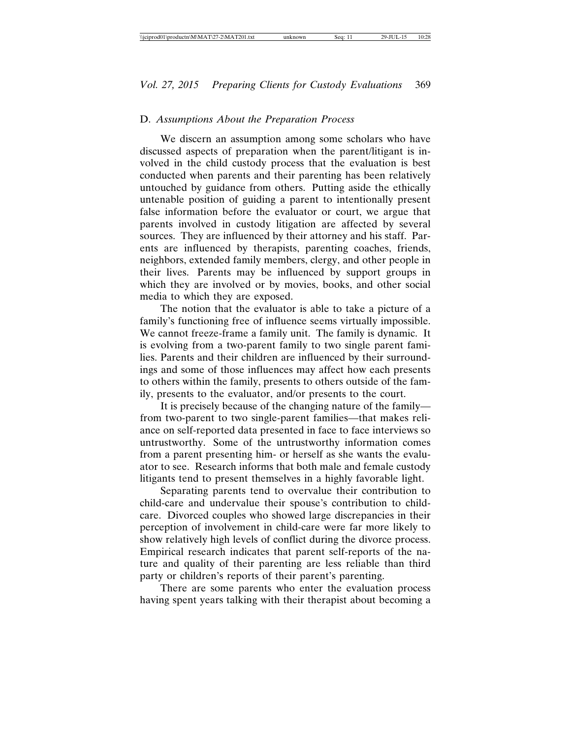### D. *Assumptions About the Preparation Process*

We discern an assumption among some scholars who have discussed aspects of preparation when the parent/litigant is involved in the child custody process that the evaluation is best conducted when parents and their parenting has been relatively untouched by guidance from others. Putting aside the ethically untenable position of guiding a parent to intentionally present false information before the evaluator or court, we argue that parents involved in custody litigation are affected by several sources. They are influenced by their attorney and his staff. Parents are influenced by therapists, parenting coaches, friends, neighbors, extended family members, clergy, and other people in their lives. Parents may be influenced by support groups in which they are involved or by movies, books, and other social media to which they are exposed.

The notion that the evaluator is able to take a picture of a family's functioning free of influence seems virtually impossible. We cannot freeze-frame a family unit. The family is dynamic. It is evolving from a two-parent family to two single parent families. Parents and their children are influenced by their surroundings and some of those influences may affect how each presents to others within the family, presents to others outside of the family, presents to the evaluator, and/or presents to the court.

It is precisely because of the changing nature of the family—from two-parent to two single-parent families—that makes reliance on self-reported data presented in face to face interviews so untrustworthy. Some of the untrustworthy information comes from a parent presenting him- or herself as she wants the evaluator to see. Research informs that both male and female custody litigants tend to present themselves in a highly favorable light.

Separating parents tend to overvalue their contribution to child-care and undervalue their spouse's contribution to child-care. Divorced couples who showed large discrepancies in their perception of involvement in child-care were far more likely to show relatively high levels of conflict during the divorce process. Empirical research indicates that parent self-reports of the nature and quality of their parenting are less reliable than third party or children's reports of their parent's parenting.

There are some parents who enter the evaluation process having spent years talking with their therapist about becoming a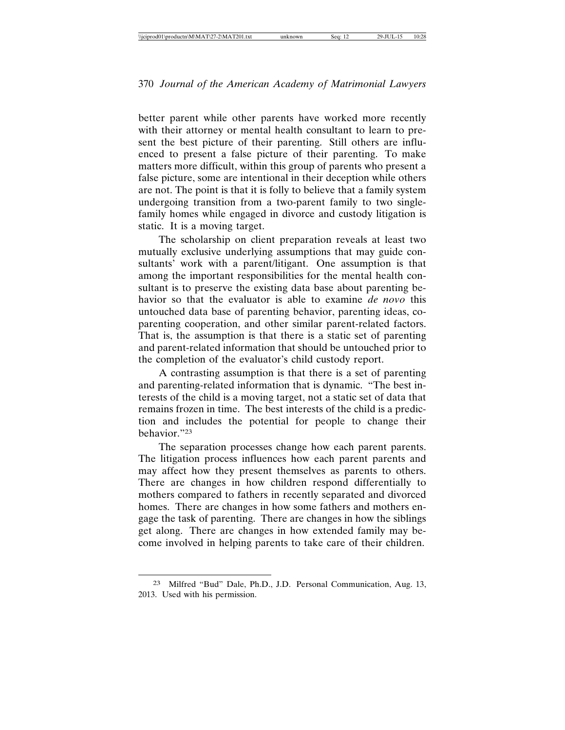better parent while other parents have worked more recently with their attorney or mental health consultant to learn to present the best picture of their parenting. Still others are influenced to present a false picture of their parenting. To make matters more difficult, within this group of parents who present a false picture, some are intentional in their deception while others are not. The point is that it is folly to believe that a family system undergoing transition from a two-parent family to two single-family homes while engaged in divorce and custody litigation is static. It is a moving target.

The scholarship on client preparation reveals at least two mutually exclusive underlying assumptions that may guide consultants' work with a parent/litigant. One assumption is that among the important responsibilities for the mental health consultant is to preserve the existing data base about parenting behavior so that the evaluator is able to examine *de novo* this untouched data base of parenting behavior, parenting ideas, co-parenting cooperation, and other similar parent-related factors. That is, the assumption is that there is a static set of parenting and parent-related information that should be untouched prior to the completion of the evaluator's child custody report.

A contrasting assumption is that there is a set of parenting and parenting-related information that is dynamic. "The best interests of the child is a moving target, not a static set of data that remains frozen in time. The best interests of the child is a prediction and includes the potential for people to change their behavior."[23]

The separation processes change how each parent parents. The litigation process influences how each parent parents and may affect how they present themselves as parents to others. There are changes in how children respond differentially to mothers compared to fathers in recently separated and divorced homes. There are changes in how some fathers and mothers engage the task of parenting. There are changes in how the siblings get along. There are changes in how extended family may become involved in helping parents to take care of their children.

---

[23] Milfred "Bud" Dale, Ph.D., J.D. Personal Communication, Aug. 13, 2013. Used with his permission.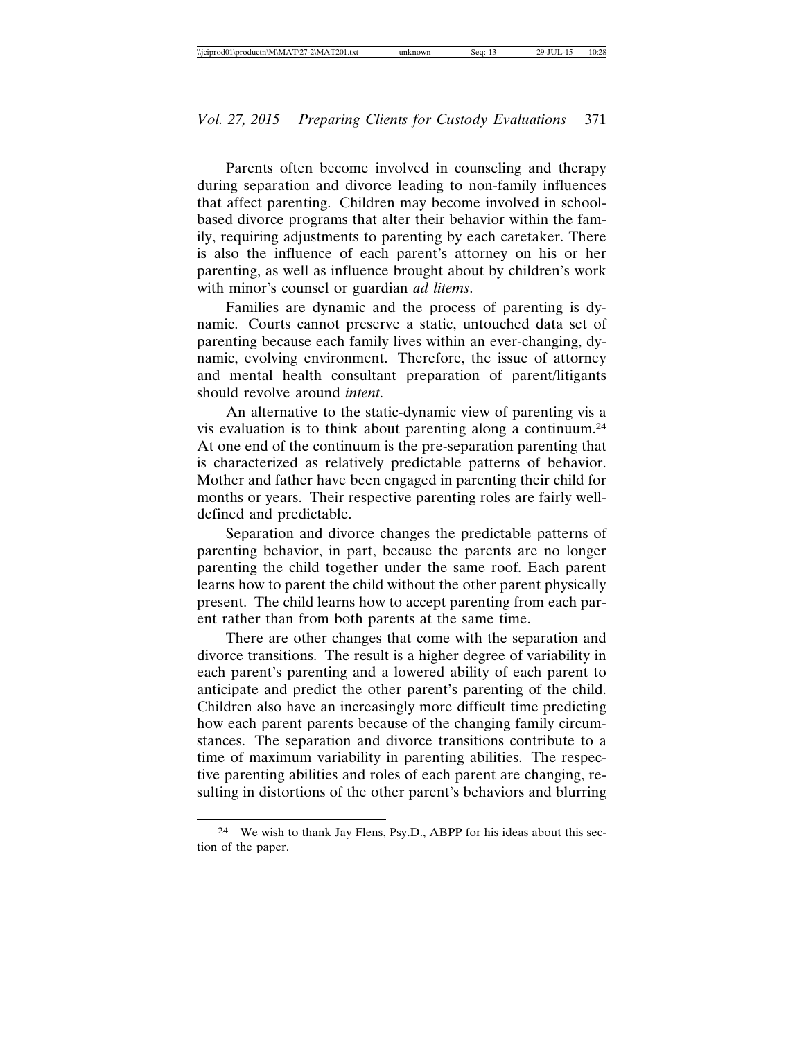Parents often become involved in counseling and therapy during separation and divorce leading to non-family influences that affect parenting. Children may become involved in school-based divorce programs that alter their behavior within the family, requiring adjustments to parenting by each caretaker. There is also the influence of each parent's attorney on his or her parenting, as well as influence brought about by children's work with minor's counsel or guardian *ad litems*.

Families are dynamic and the process of parenting is dynamic. Courts cannot preserve a static, untouched data set of parenting because each family lives within an ever-changing, dynamic, evolving environment. Therefore, the issue of attorney and mental health consultant preparation of parent/litigants should revolve around *intent*.

An alternative to the static-dynamic view of parenting vis a vis evaluation is to think about parenting along a continuum.[24] At one end of the continuum is the pre-separation parenting that is characterized as relatively predictable patterns of behavior. Mother and father have been engaged in parenting their child for months or years. Their respective parenting roles are fairly well-defined and predictable.

Separation and divorce changes the predictable patterns of parenting behavior, in part, because the parents are no longer parenting the child together under the same roof. Each parent learns how to parent the child without the other parent physically present. The child learns how to accept parenting from each parent rather than from both parents at the same time.

There are other changes that come with the separation and divorce transitions. The result is a higher degree of variability in each parent's parenting and a lowered ability of each parent to anticipate and predict the other parent's parenting of the child. Children also have an increasingly more difficult time predicting how each parent parents because of the changing family circumstances. The separation and divorce transitions contribute to a time of maximum variability in parenting abilities. The respective parenting abilities and roles of each parent are changing, resulting in distortions of the other parent's behaviors and blurring

---

[24] We wish to thank Jay Flens, Psy.D., ABPP for his ideas about this section of the paper.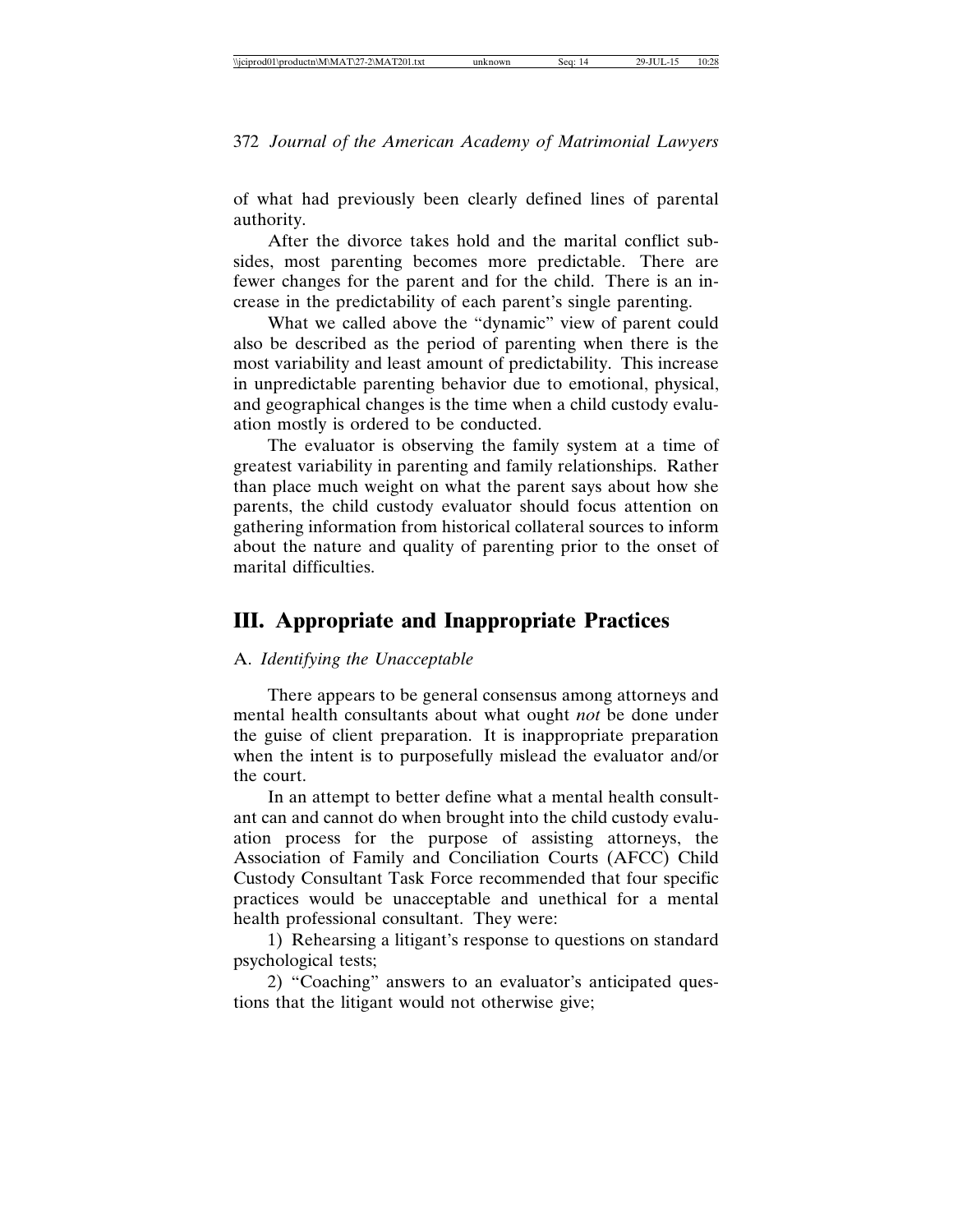of what had previously been clearly defined lines of parental authority.

After the divorce takes hold and the marital conflict subsides, most parenting becomes more predictable. There are fewer changes for the parent and for the child. There is an increase in the predictability of each parent's single parenting.

What we called above the "dynamic" view of parent could also be described as the period of parenting when there is the most variability and least amount of predictability. This increase in unpredictable parenting behavior due to emotional, physical, and geographical changes is the time when a child custody evaluation mostly is ordered to be conducted.

The evaluator is observing the family system at a time of greatest variability in parenting and family relationships. Rather than place much weight on what the parent says about how she parents, the child custody evaluator should focus attention on gathering information from historical collateral sources to inform about the nature and quality of parenting prior to the onset of marital difficulties.

## III. Appropriate and Inappropriate Practices

### A. *Identifying the Unacceptable*

There appears to be general consensus among attorneys and mental health consultants about what ought *not* be done under the guise of client preparation. It is inappropriate preparation when the intent is to purposefully mislead the evaluator and/or the court.

In an attempt to better define what a mental health consultant can and cannot do when brought into the child custody evaluation process for the purpose of assisting attorneys, the Association of Family and Conciliation Courts (AFCC) Child Custody Consultant Task Force recommended that four specific practices would be unacceptable and unethical for a mental health professional consultant. They were:

1) Rehearsing a litigant's response to questions on standard psychological tests;

2) "Coaching" answers to an evaluator's anticipated questions that the litigant would not otherwise give;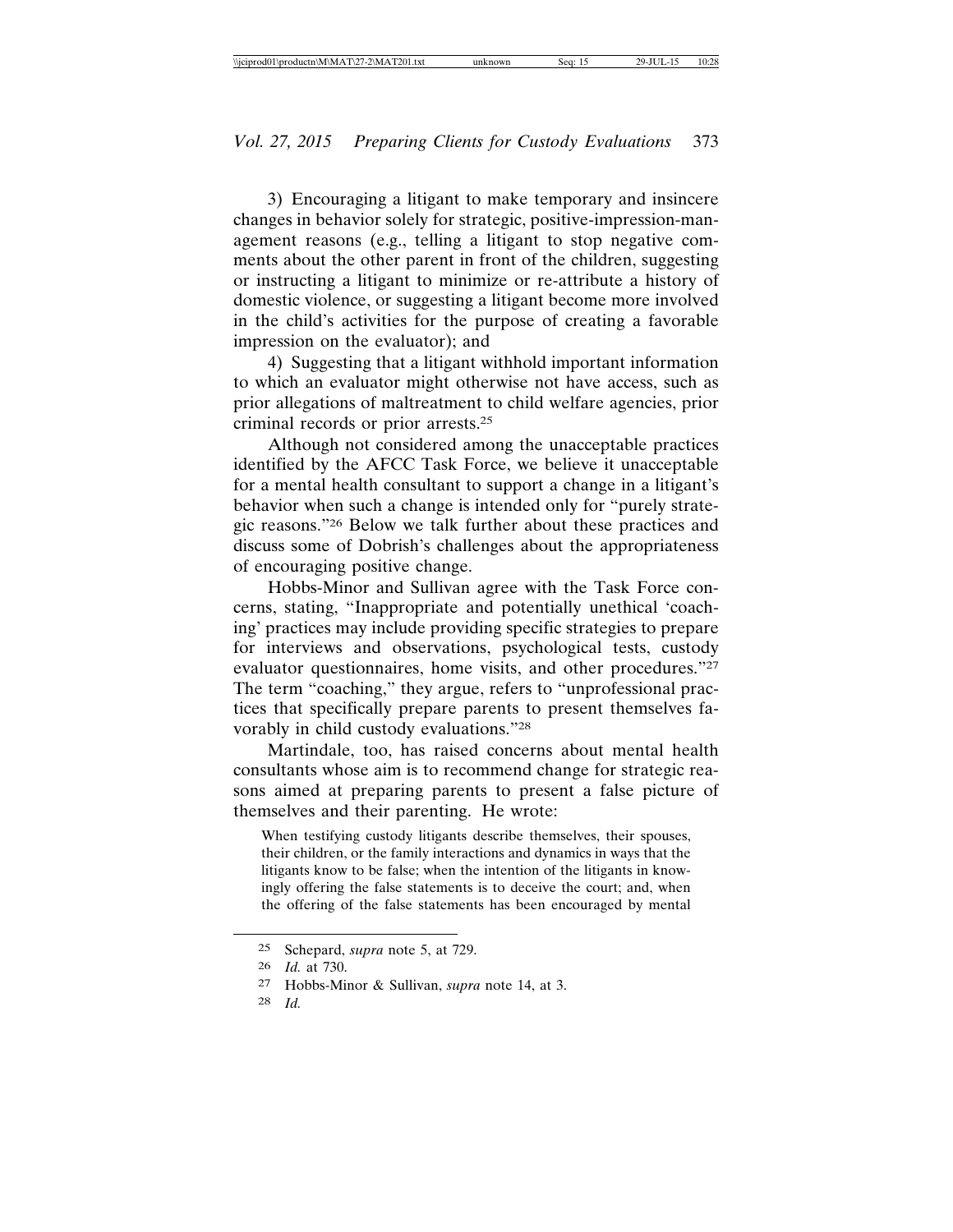3) Encouraging a litigant to make temporary and insincere changes in behavior solely for strategic, positive-impression-management reasons (e.g., telling a litigant to stop negative comments about the other parent in front of the children, suggesting or instructing a litigant to minimize or re-attribute a history of domestic violence, or suggesting a litigant become more involved in the child's activities for the purpose of creating a favorable impression on the evaluator); and

4) Suggesting that a litigant withhold important information to which an evaluator might otherwise not have access, such as prior allegations of maltreatment to child welfare agencies, prior criminal records or prior arrests.[25]

Although not considered among the unacceptable practices identified by the AFCC Task Force, we believe it unacceptable for a mental health consultant to support a change in a litigant's behavior when such a change is intended only for "purely strategic reasons."[26] Below we talk further about these practices and discuss some of Dobrish's challenges about the appropriateness of encouraging positive change.

Hobbs-Minor and Sullivan agree with the Task Force concerns, stating, "Inappropriate and potentially unethical 'coaching' practices may include providing specific strategies to prepare for interviews and observations, psychological tests, custody evaluator questionnaires, home visits, and other procedures."[27] The term "coaching," they argue, refers to "unprofessional practices that specifically prepare parents to present themselves favorably in child custody evaluations."[28]

Martindale, too, has raised concerns about mental health consultants whose aim is to recommend change for strategic reasons aimed at preparing parents to present a false picture of themselves and their parenting. He wrote:

> When testifying custody litigants describe themselves, their spouses, their children, or the family interactions and dynamics in ways that the litigants know to be false; when the intention of the litigants in knowingly offering the false statements is to deceive the court; and, when the offering of the false statements has been encouraged by mental

---

25 Schepard, *supra* note 5, at 729.

26 *Id.* at 730.

27 Hobbs-Minor & Sullivan, *supra* note 14, at 3.

28 *Id.*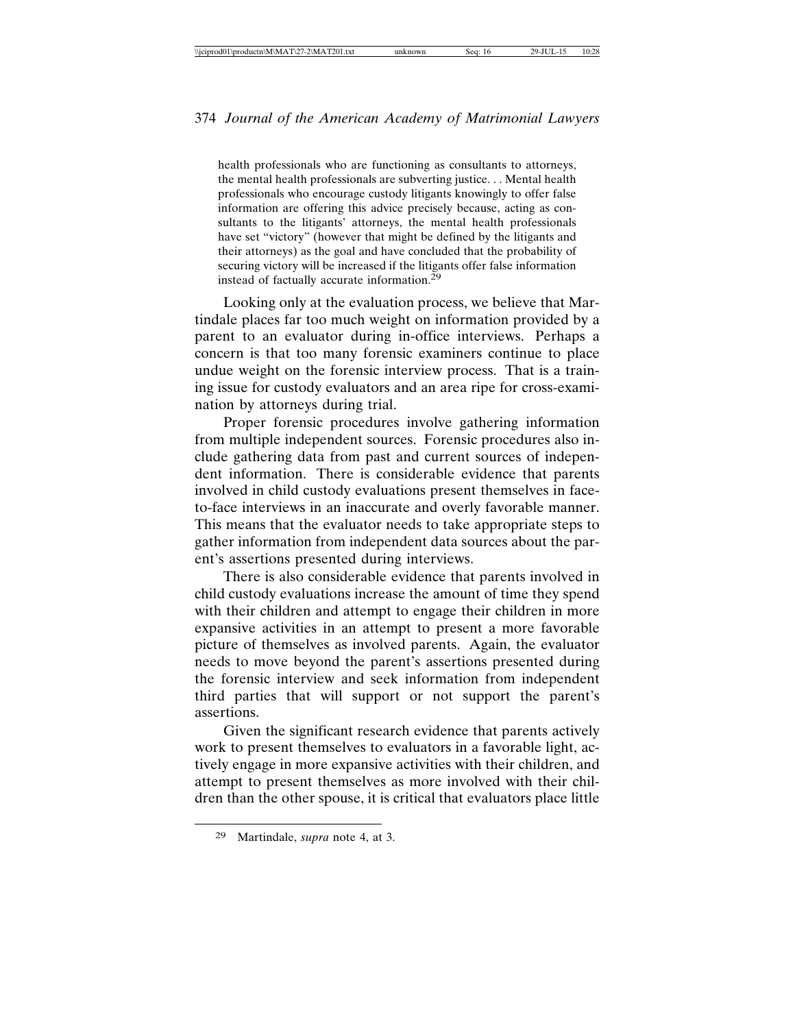> health professionals who are functioning as consultants to attorneys, the mental health professionals are subverting justice. . . Mental health professionals who encourage custody litigants knowingly to offer false information are offering this advice precisely because, acting as consultants to the litigants' attorneys, the mental health professionals have set "victory" (however that might be defined by the litigants and their attorneys) as the goal and have concluded that the probability of securing victory will be increased if the litigants offer false information instead of factually accurate information.[29]

Looking only at the evaluation process, we believe that Martindale places far too much weight on information provided by a parent to an evaluator during in-office interviews. Perhaps a concern is that too many forensic examiners continue to place undue weight on the forensic interview process. That is a training issue for custody evaluators and an area ripe for cross-examination by attorneys during trial.

Proper forensic procedures involve gathering information from multiple independent sources. Forensic procedures also include gathering data from past and current sources of independent information. There is considerable evidence that parents involved in child custody evaluations present themselves in face-to-face interviews in an inaccurate and overly favorable manner. This means that the evaluator needs to take appropriate steps to gather information from independent data sources about the parent's assertions presented during interviews.

There is also considerable evidence that parents involved in child custody evaluations increase the amount of time they spend with their children and attempt to engage their children in more expansive activities in an attempt to present a more favorable picture of themselves as involved parents. Again, the evaluator needs to move beyond the parent's assertions presented during the forensic interview and seek information from independent third parties that will support or not support the parent's assertions.

Given the significant research evidence that parents actively work to present themselves to evaluators in a favorable light, actively engage in more expansive activities with their children, and attempt to present themselves as more involved with their children than the other spouse, it is critical that evaluators place little

---

[29] Martindale, *supra* note 4, at 3.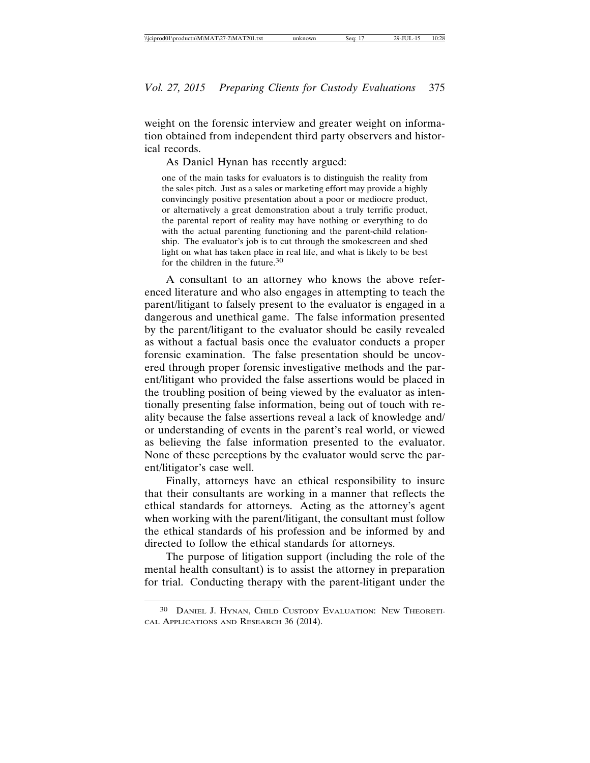weight on the forensic interview and greater weight on information obtained from independent third party observers and historical records.

As Daniel Hynan has recently argued:

> one of the main tasks for evaluators is to distinguish the reality from the sales pitch. Just as a sales or marketing effort may provide a highly convincingly positive presentation about a poor or mediocre product, or alternatively a great demonstration about a truly terrific product, the parental report of reality may have nothing or everything to do with the actual parenting functioning and the parent-child relationship. The evaluator's job is to cut through the smokescreen and shed light on what has taken place in real life, and what is likely to be best for the children in the future.[30]

A consultant to an attorney who knows the above referenced literature and who also engages in attempting to teach the parent/litigant to falsely present to the evaluator is engaged in a dangerous and unethical game. The false information presented by the parent/litigant to the evaluator should be easily revealed as without a factual basis once the evaluator conducts a proper forensic examination. The false presentation should be uncovered through proper forensic investigative methods and the parent/litigant who provided the false assertions would be placed in the troubling position of being viewed by the evaluator as intentionally presenting false information, being out of touch with reality because the false assertions reveal a lack of knowledge and/or understanding of events in the parent's real world, or viewed as believing the false information presented to the evaluator. None of these perceptions by the evaluator would serve the parent/litigator's case well.

Finally, attorneys have an ethical responsibility to insure that their consultants are working in a manner that reflects the ethical standards for attorneys. Acting as the attorney's agent when working with the parent/litigant, the consultant must follow the ethical standards of his profession and be informed by and directed to follow the ethical standards for attorneys.

The purpose of litigation support (including the role of the mental health consultant) is to assist the attorney in preparation for trial. Conducting therapy with the parent-litigant under the

---

30 Daniel J. Hynan, Child Custody Evaluation: New Theoretical Applications and Research 36 (2014).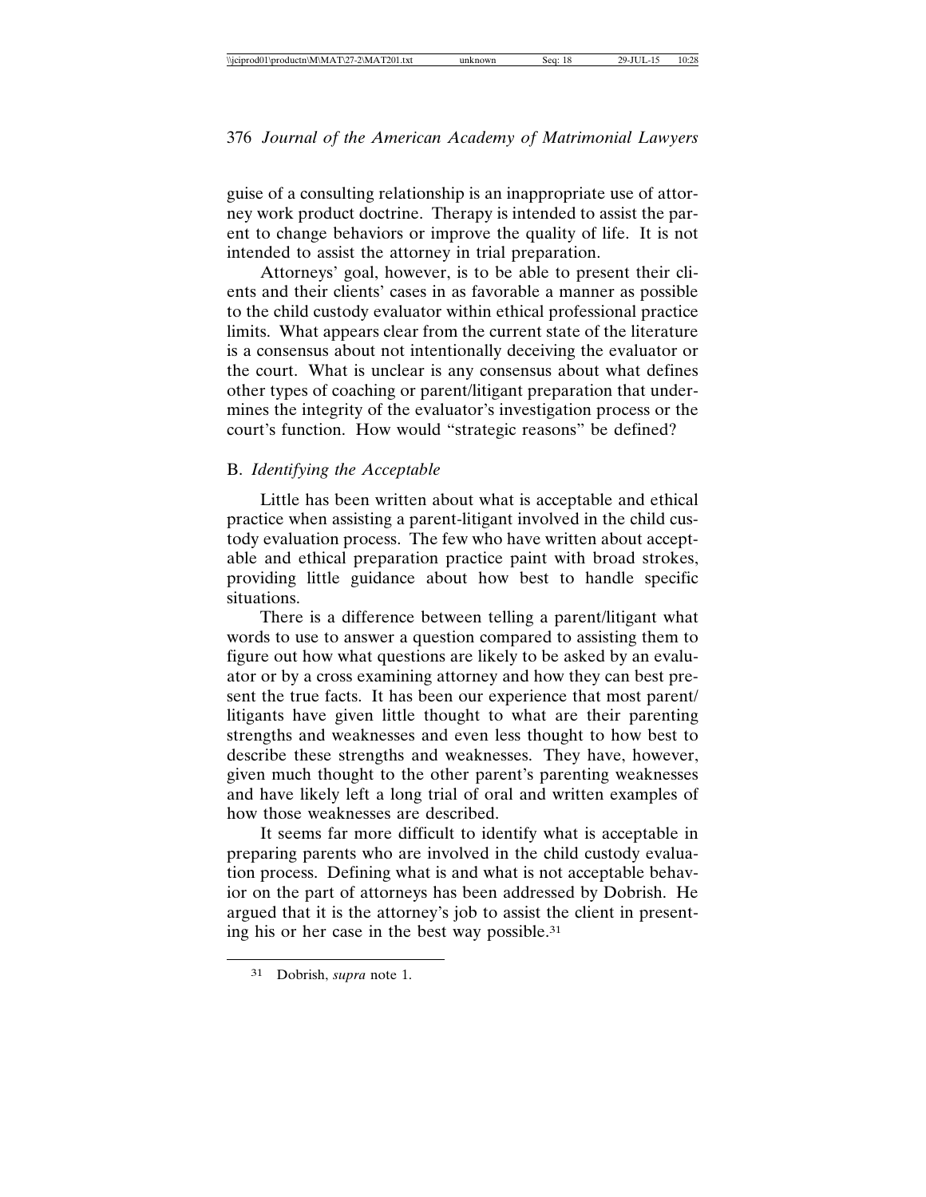guise of a consulting relationship is an inappropriate use of attorney work product doctrine. Therapy is intended to assist the parent to change behaviors or improve the quality of life. It is not intended to assist the attorney in trial preparation.

Attorneys' goal, however, is to be able to present their clients and their clients' cases in as favorable a manner as possible to the child custody evaluator within ethical professional practice limits. What appears clear from the current state of the literature is a consensus about not intentionally deceiving the evaluator or the court. What is unclear is any consensus about what defines other types of coaching or parent/litigant preparation that undermines the integrity of the evaluator's investigation process or the court's function. How would "strategic reasons" be defined?

## B. *Identifying the Acceptable*

Little has been written about what is acceptable and ethical practice when assisting a parent-litigant involved in the child custody evaluation process. The few who have written about acceptable and ethical preparation practice paint with broad strokes, providing little guidance about how best to handle specific situations.

There is a difference between telling a parent/litigant what words to use to answer a question compared to assisting them to figure out how what questions are likely to be asked by an evaluator or by a cross examining attorney and how they can best present the true facts. It has been our experience that most parent/litigants have given little thought to what are their parenting strengths and weaknesses and even less thought to how best to describe these strengths and weaknesses. They have, however, given much thought to the other parent's parenting weaknesses and have likely left a long trial of oral and written examples of how those weaknesses are described.

It seems far more difficult to identify what is acceptable in preparing parents who are involved in the child custody evaluation process. Defining what is and what is not acceptable behavior on the part of attorneys has been addressed by Dobrish. He argued that it is the attorney's job to assist the client in presenting his or her case in the best way possible.[31]

---

[31] Dobrish, *supra* note 1.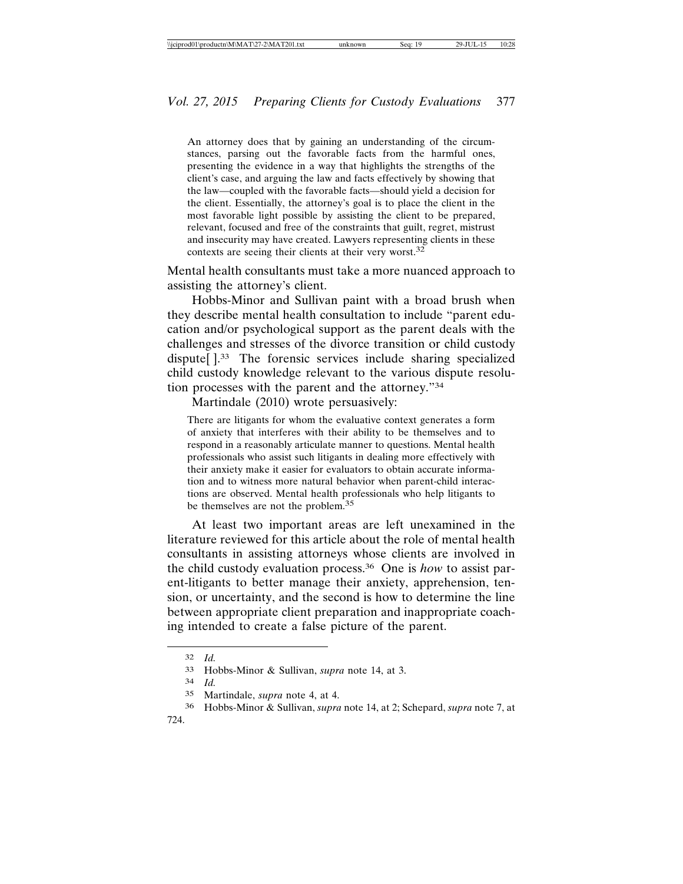> An attorney does that by gaining an understanding of the circumstances, parsing out the favorable facts from the harmful ones, presenting the evidence in a way that highlights the strengths of the client's case, and arguing the law and facts effectively by showing that the law—coupled with the favorable facts—should yield a decision for the client. Essentially, the attorney's goal is to place the client in the most favorable light possible by assisting the client to be prepared, relevant, focused and free of the constraints that guilt, regret, mistrust and insecurity may have created. Lawyers representing clients in these contexts are seeing their clients at their very worst.[32]

Mental health consultants must take a more nuanced approach to assisting the attorney's client.

Hobbs-Minor and Sullivan paint with a broad brush when they describe mental health consultation to include "parent education and/or psychological support as the parent deals with the challenges and stresses of the divorce transition or child custody dispute[ ].[33] The forensic services include sharing specialized child custody knowledge relevant to the various dispute resolution processes with the parent and the attorney."[34]

Martindale (2010) wrote persuasively:

> There are litigants for whom the evaluative context generates a form of anxiety that interferes with their ability to be themselves and to respond in a reasonably articulate manner to questions. Mental health professionals who assist such litigants in dealing more effectively with their anxiety make it easier for evaluators to obtain accurate information and to witness more natural behavior when parent-child interactions are observed. Mental health professionals who help litigants to be themselves are not the problem.[35]

At least two important areas are left unexamined in the literature reviewed for this article about the role of mental health consultants in assisting attorneys whose clients are involved in the child custody evaluation process.[36] One is *how* to assist parent-litigants to better manage their anxiety, apprehension, tension, or uncertainty, and the second is how to determine the line between appropriate client preparation and inappropriate coaching intended to create a false picture of the parent.

---

32 *Id.*

33 Hobbs-Minor & Sullivan, *supra* note 14, at 3.

34 *Id.*

35 Martindale, *supra* note 4, at 4.

36 Hobbs-Minor & Sullivan, *supra* note 14, at 2; Schepard, *supra* note 7, at 724.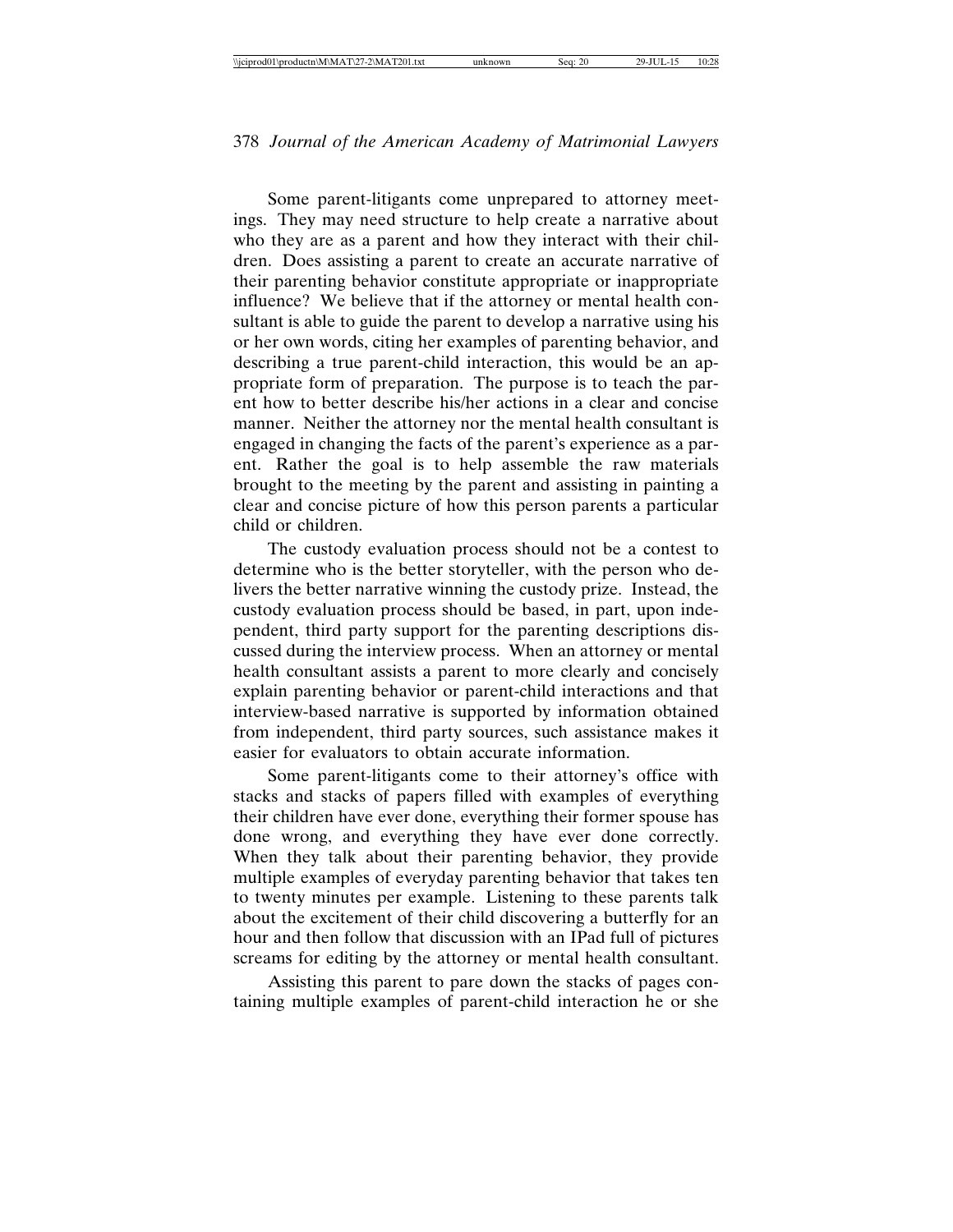Some parent-litigants come unprepared to attorney meetings. They may need structure to help create a narrative about who they are as a parent and how they interact with their children. Does assisting a parent to create an accurate narrative of their parenting behavior constitute appropriate or inappropriate influence? We believe that if the attorney or mental health consultant is able to guide the parent to develop a narrative using his or her own words, citing her examples of parenting behavior, and describing a true parent-child interaction, this would be an appropriate form of preparation. The purpose is to teach the parent how to better describe his/her actions in a clear and concise manner. Neither the attorney nor the mental health consultant is engaged in changing the facts of the parent's experience as a parent. Rather the goal is to help assemble the raw materials brought to the meeting by the parent and assisting in painting a clear and concise picture of how this person parents a particular child or children.

The custody evaluation process should not be a contest to determine who is the better storyteller, with the person who delivers the better narrative winning the custody prize. Instead, the custody evaluation process should be based, in part, upon independent, third party support for the parenting descriptions discussed during the interview process. When an attorney or mental health consultant assists a parent to more clearly and concisely explain parenting behavior or parent-child interactions and that interview-based narrative is supported by information obtained from independent, third party sources, such assistance makes it easier for evaluators to obtain accurate information.

Some parent-litigants come to their attorney's office with stacks and stacks of papers filled with examples of everything their children have ever done, everything their former spouse has done wrong, and everything they have ever done correctly. When they talk about their parenting behavior, they provide multiple examples of everyday parenting behavior that takes ten to twenty minutes per example. Listening to these parents talk about the excitement of their child discovering a butterfly for an hour and then follow that discussion with an IPad full of pictures screams for editing by the attorney or mental health consultant.

Assisting this parent to pare down the stacks of pages containing multiple examples of parent-child interaction he or she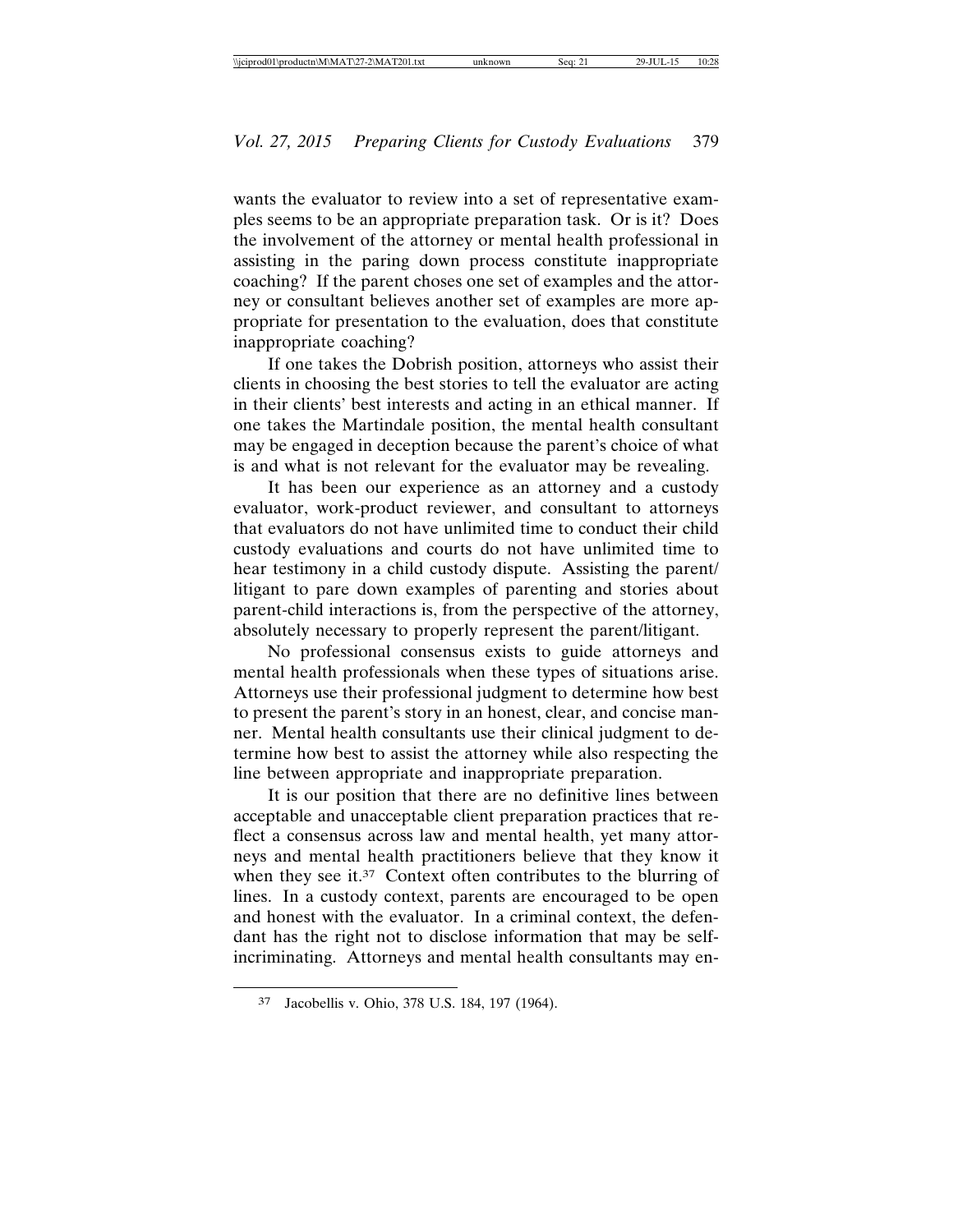wants the evaluator to review into a set of representative examples seems to be an appropriate preparation task. Or is it? Does the involvement of the attorney or mental health professional in assisting in the paring down process constitute inappropriate coaching? If the parent choses one set of examples and the attorney or consultant believes another set of examples are more appropriate for presentation to the evaluation, does that constitute inappropriate coaching?

If one takes the Dobrish position, attorneys who assist their clients in choosing the best stories to tell the evaluator are acting in their clients' best interests and acting in an ethical manner. If one takes the Martindale position, the mental health consultant may be engaged in deception because the parent's choice of what is and what is not relevant for the evaluator may be revealing.

It has been our experience as an attorney and a custody evaluator, work-product reviewer, and consultant to attorneys that evaluators do not have unlimited time to conduct their child custody evaluations and courts do not have unlimited time to hear testimony in a child custody dispute. Assisting the parent/litigant to pare down examples of parenting and stories about parent-child interactions is, from the perspective of the attorney, absolutely necessary to properly represent the parent/litigant.

No professional consensus exists to guide attorneys and mental health professionals when these types of situations arise. Attorneys use their professional judgment to determine how best to present the parent's story in an honest, clear, and concise manner. Mental health consultants use their clinical judgment to determine how best to assist the attorney while also respecting the line between appropriate and inappropriate preparation.

It is our position that there are no definitive lines between acceptable and unacceptable client preparation practices that reflect a consensus across law and mental health, yet many attorneys and mental health practitioners believe that they know it when they see it.[37] Context often contributes to the blurring of lines. In a custody context, parents are encouraged to be open and honest with the evaluator. In a criminal context, the defendant has the right not to disclose information that may be self-incriminating. Attorneys and mental health consultants may en-

[37] Jacobellis v. Ohio, 378 U.S. 184, 197 (1964).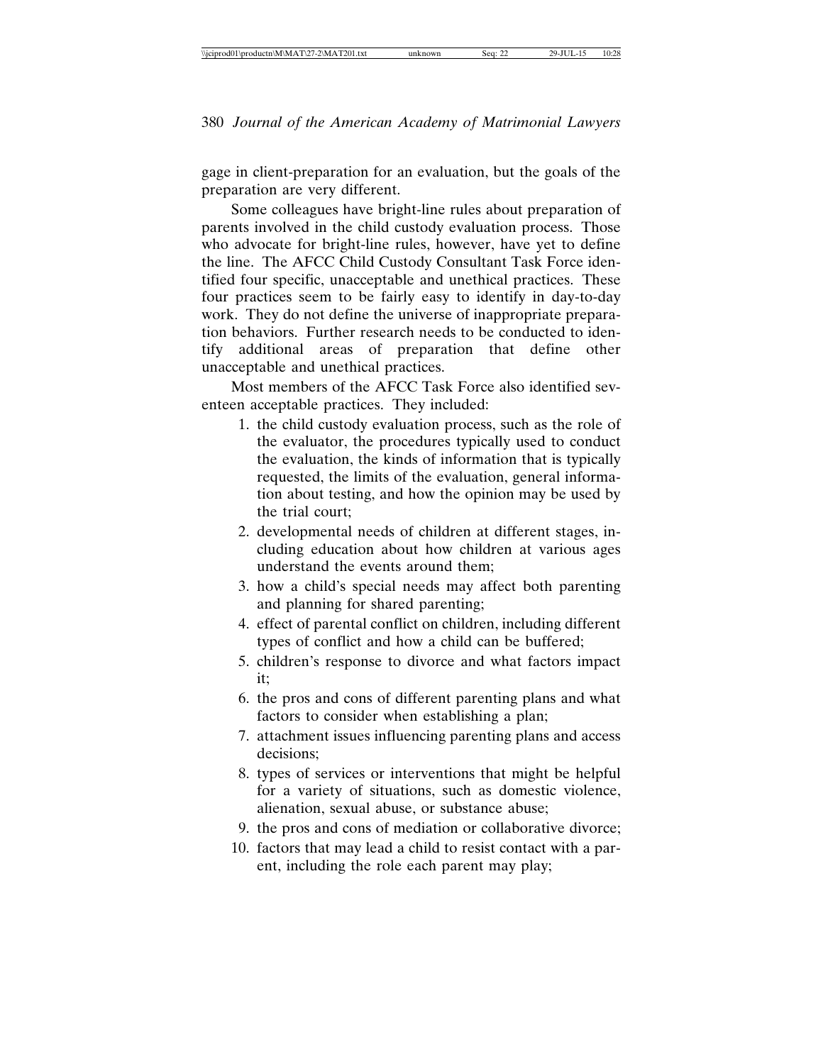gage in client-preparation for an evaluation, but the goals of the preparation are very different.

Some colleagues have bright-line rules about preparation of parents involved in the child custody evaluation process. Those who advocate for bright-line rules, however, have yet to define the line. The AFCC Child Custody Consultant Task Force identified four specific, unacceptable and unethical practices. These four practices seem to be fairly easy to identify in day-to-day work. They do not define the universe of inappropriate preparation behaviors. Further research needs to be conducted to identify additional areas of preparation that define other unacceptable and unethical practices.

Most members of the AFCC Task Force also identified seventeen acceptable practices. They included:

1. the child custody evaluation process, such as the role of the evaluator, the procedures typically used to conduct the evaluation, the kinds of information that is typically requested, the limits of the evaluation, general information about testing, and how the opinion may be used by the trial court;
2. developmental needs of children at different stages, including education about how children at various ages understand the events around them;
3. how a child's special needs may affect both parenting and planning for shared parenting;
4. effect of parental conflict on children, including different types of conflict and how a child can be buffered;
5. children's response to divorce and what factors impact it;
6. the pros and cons of different parenting plans and what factors to consider when establishing a plan;
7. attachment issues influencing parenting plans and access decisions;
8. types of services or interventions that might be helpful for a variety of situations, such as domestic violence, alienation, sexual abuse, or substance abuse;
9. the pros and cons of mediation or collaborative divorce;
10. factors that may lead a child to resist contact with a parent, including the role each parent may play;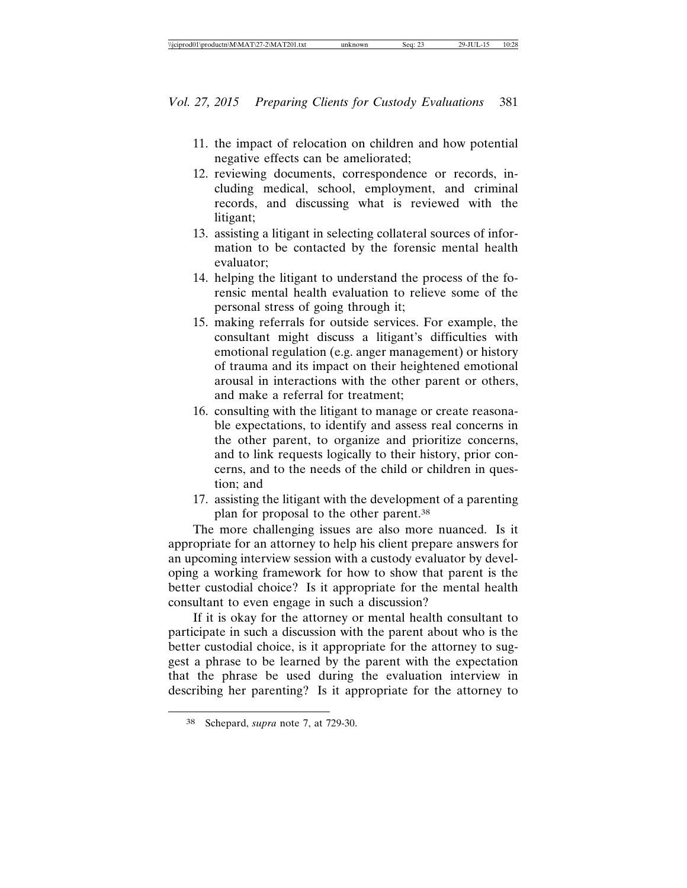11. the impact of relocation on children and how potential negative effects can be ameliorated;
12. reviewing documents, correspondence or records, including medical, school, employment, and criminal records, and discussing what is reviewed with the litigant;
13. assisting a litigant in selecting collateral sources of information to be contacted by the forensic mental health evaluator;
14. helping the litigant to understand the process of the forensic mental health evaluation to relieve some of the personal stress of going through it;
15. making referrals for outside services. For example, the consultant might discuss a litigant's difficulties with emotional regulation (e.g. anger management) or history of trauma and its impact on their heightened emotional arousal in interactions with the other parent or others, and make a referral for treatment;
16. consulting with the litigant to manage or create reasonable expectations, to identify and assess real concerns in the other parent, to organize and prioritize concerns, and to link requests logically to their history, prior concerns, and to the needs of the child or children in question; and
17. assisting the litigant with the development of a parenting plan for proposal to the other parent.[38]

The more challenging issues are also more nuanced. Is it appropriate for an attorney to help his client prepare answers for an upcoming interview session with a custody evaluator by developing a working framework for how to show that parent is the better custodial choice? Is it appropriate for the mental health consultant to even engage in such a discussion?

If it is okay for the attorney or mental health consultant to participate in such a discussion with the parent about who is the better custodial choice, is it appropriate for the attorney to suggest a phrase to be learned by the parent with the expectation that the phrase be used during the evaluation interview in describing her parenting? Is it appropriate for the attorney to

[38] Schepard, *supra* note 7, at 729-30.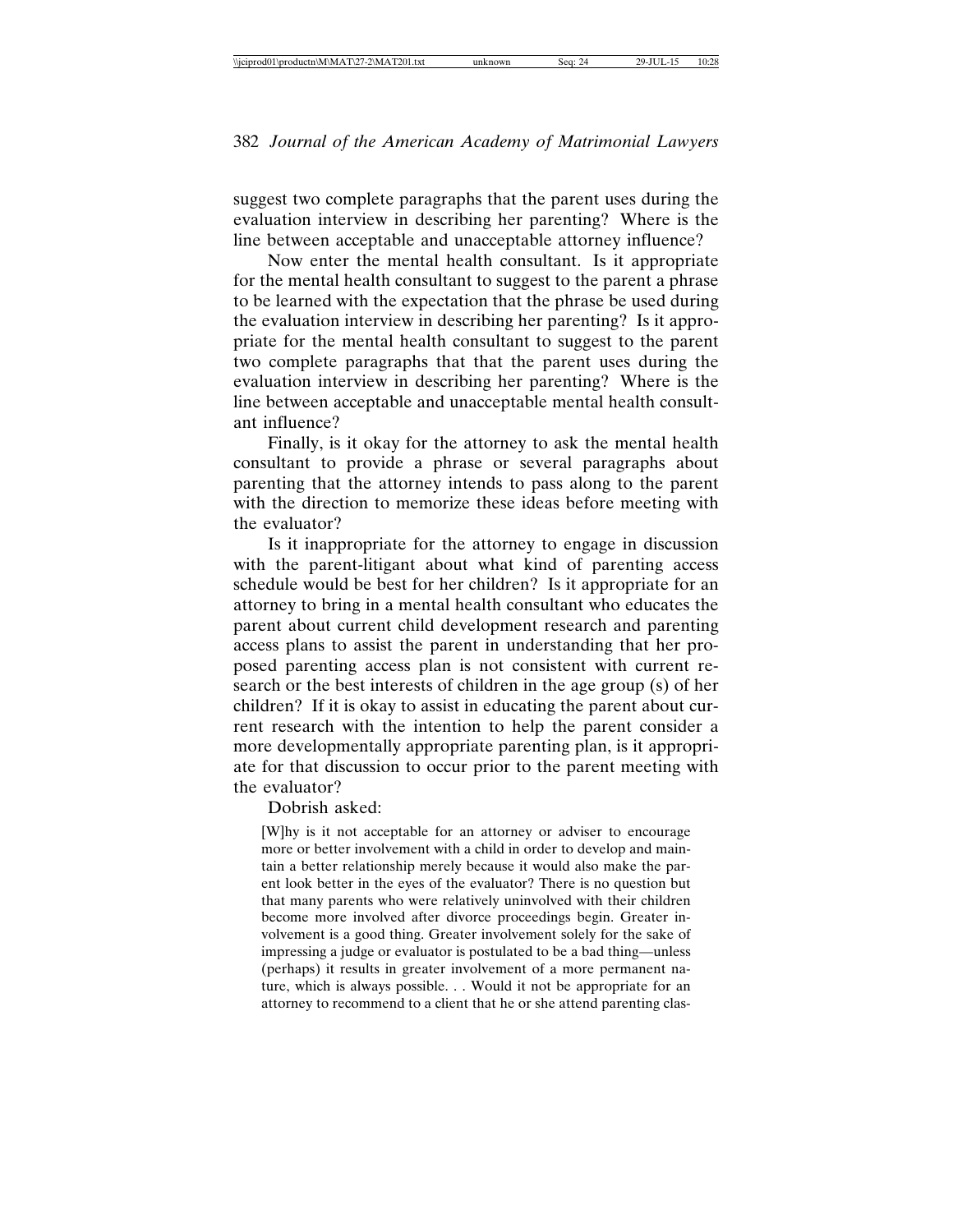suggest two complete paragraphs that the parent uses during the evaluation interview in describing her parenting? Where is the line between acceptable and unacceptable attorney influence?

Now enter the mental health consultant. Is it appropriate for the mental health consultant to suggest to the parent a phrase to be learned with the expectation that the phrase be used during the evaluation interview in describing her parenting? Is it appropriate for the mental health consultant to suggest to the parent two complete paragraphs that that the parent uses during the evaluation interview in describing her parenting? Where is the line between acceptable and unacceptable mental health consultant influence?

Finally, is it okay for the attorney to ask the mental health consultant to provide a phrase or several paragraphs about parenting that the attorney intends to pass along to the parent with the direction to memorize these ideas before meeting with the evaluator?

Is it inappropriate for the attorney to engage in discussion with the parent-litigant about what kind of parenting access schedule would be best for her children? Is it appropriate for an attorney to bring in a mental health consultant who educates the parent about current child development research and parenting access plans to assist the parent in understanding that her proposed parenting access plan is not consistent with current research or the best interests of children in the age group (s) of her children? If it is okay to assist in educating the parent about current research with the intention to help the parent consider a more developmentally appropriate parenting plan, is it appropriate for that discussion to occur prior to the parent meeting with the evaluator?

Dobrish asked:

> [W]hy is it not acceptable for an attorney or adviser to encourage more or better involvement with a child in order to develop and maintain a better relationship merely because it would also make the parent look better in the eyes of the evaluator? There is no question but that many parents who were relatively uninvolved with their children become more involved after divorce proceedings begin. Greater involvement is a good thing. Greater involvement solely for the sake of impressing a judge or evaluator is postulated to be a bad thing—unless (perhaps) it results in greater involvement of a more permanent nature, which is always possible. . . Would it not be appropriate for an attorney to recommend to a client that he or she attend parenting clas-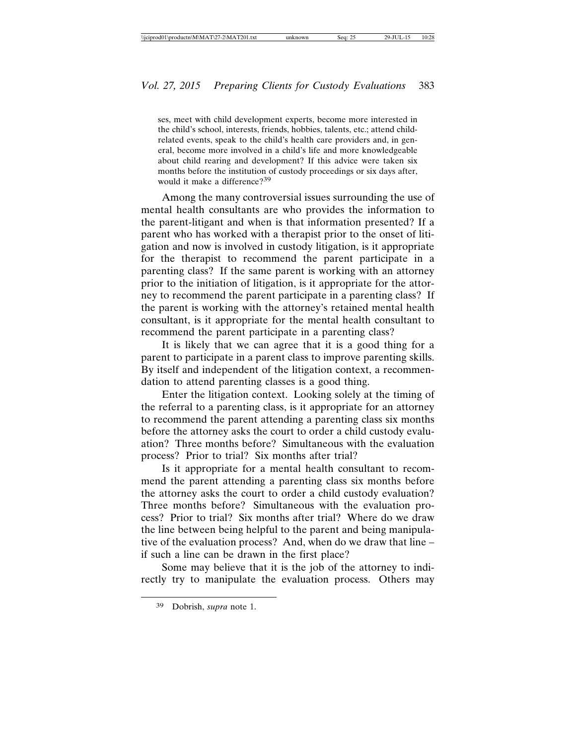ses, meet with child development experts, become more interested in the child's school, interests, friends, hobbies, talents, etc.; attend child-related events, speak to the child's health care providers and, in general, become more involved in a child's life and more knowledgeable about child rearing and development? If this advice were taken six months before the institution of custody proceedings or six days after, would it make a difference?[39]

Among the many controversial issues surrounding the use of mental health consultants are who provides the information to the parent-litigant and when is that information presented? If a parent who has worked with a therapist prior to the onset of litigation and now is involved in custody litigation, is it appropriate for the therapist to recommend the parent participate in a parenting class? If the same parent is working with an attorney prior to the initiation of litigation, is it appropriate for the attorney to recommend the parent participate in a parenting class? If the parent is working with the attorney's retained mental health consultant, is it appropriate for the mental health consultant to recommend the parent participate in a parenting class?

It is likely that we can agree that it is a good thing for a parent to participate in a parent class to improve parenting skills. By itself and independent of the litigation context, a recommendation to attend parenting classes is a good thing.

Enter the litigation context. Looking solely at the timing of the referral to a parenting class, is it appropriate for an attorney to recommend the parent attending a parenting class six months before the attorney asks the court to order a child custody evaluation? Three months before? Simultaneous with the evaluation process? Prior to trial? Six months after trial?

Is it appropriate for a mental health consultant to recommend the parent attending a parenting class six months before the attorney asks the court to order a child custody evaluation? Three months before? Simultaneous with the evaluation process? Prior to trial? Six months after trial? Where do we draw the line between being helpful to the parent and being manipulative of the evaluation process? And, when do we draw that line – if such a line can be drawn in the first place?

Some may believe that it is the job of the attorney to indirectly try to manipulate the evaluation process. Others may

---

[39] Dobrish, *supra* note 1.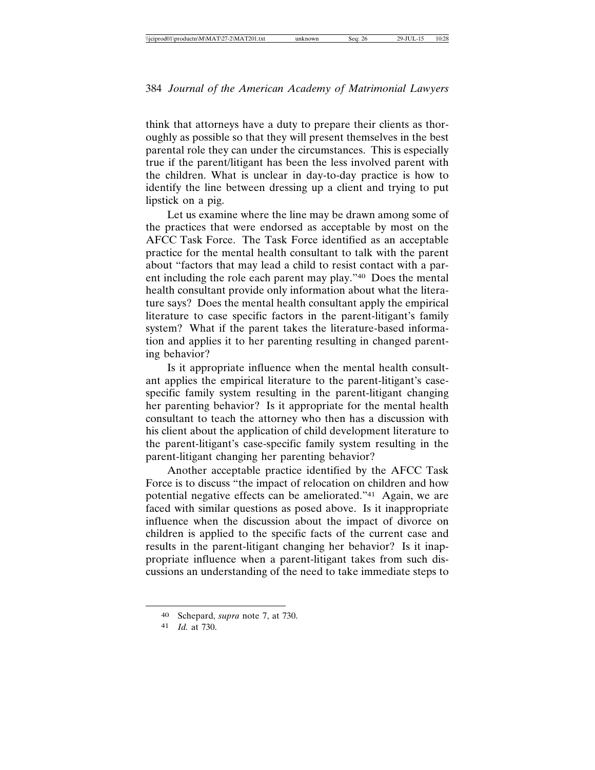think that attorneys have a duty to prepare their clients as thoroughly as possible so that they will present themselves in the best parental role they can under the circumstances. This is especially true if the parent/litigant has been the less involved parent with the children. What is unclear in day-to-day practice is how to identify the line between dressing up a client and trying to put lipstick on a pig.

Let us examine where the line may be drawn among some of the practices that were endorsed as acceptable by most on the AFCC Task Force. The Task Force identified as an acceptable practice for the mental health consultant to talk with the parent about "factors that may lead a child to resist contact with a parent including the role each parent may play."[40] Does the mental health consultant provide only information about what the literature says? Does the mental health consultant apply the empirical literature to case specific factors in the parent-litigant's family system? What if the parent takes the literature-based information and applies it to her parenting resulting in changed parenting behavior?

Is it appropriate influence when the mental health consultant applies the empirical literature to the parent-litigant's case-specific family system resulting in the parent-litigant changing her parenting behavior? Is it appropriate for the mental health consultant to teach the attorney who then has a discussion with his client about the application of child development literature to the parent-litigant's case-specific family system resulting in the parent-litigant changing her parenting behavior?

Another acceptable practice identified by the AFCC Task Force is to discuss "the impact of relocation on children and how potential negative effects can be ameliorated."[41] Again, we are faced with similar questions as posed above. Is it inappropriate influence when the discussion about the impact of divorce on children is applied to the specific facts of the current case and results in the parent-litigant changing her behavior? Is it inappropriate influence when a parent-litigant takes from such discussions an understanding of the need to take immediate steps to

---

40 Schepard, *supra* note 7, at 730.

41 *Id.* at 730.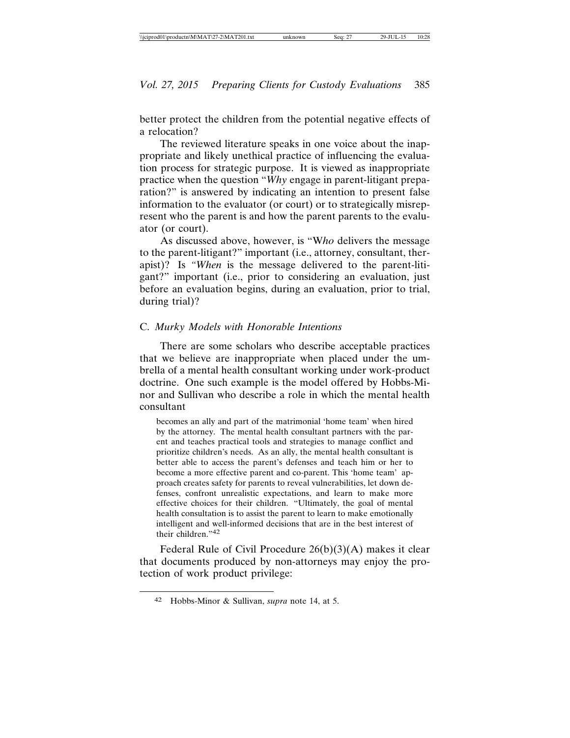better protect the children from the potential negative effects of a relocation?

The reviewed literature speaks in one voice about the inappropriate and likely unethical practice of influencing the evaluation process for strategic purpose. It is viewed as inappropriate practice when the question "*Why* engage in parent-litigant preparation?" is answered by indicating an intention to present false information to the evaluator (or court) or to strategically misrepresent who the parent is and how the parent parents to the evaluator (or court).

As discussed above, however, is "W*ho* delivers the message to the parent-litigant?" important (i.e., attorney, consultant, therapist)? Is "*When* is the message delivered to the parent-litigant?" important (i.e., prior to considering an evaluation, just before an evaluation begins, during an evaluation, prior to trial, during trial)?

### C. *Murky Models with Honorable Intentions*

There are some scholars who describe acceptable practices that we believe are inappropriate when placed under the umbrella of a mental health consultant working under work-product doctrine. One such example is the model offered by Hobbs-Minor and Sullivan who describe a role in which the mental health consultant

> becomes an ally and part of the matrimonial 'home team' when hired by the attorney. The mental health consultant partners with the parent and teaches practical tools and strategies to manage conflict and prioritize children's needs. As an ally, the mental health consultant is better able to access the parent's defenses and teach him or her to become a more effective parent and co-parent. This 'home team' approach creates safety for parents to reveal vulnerabilities, let down defenses, confront unrealistic expectations, and learn to make more effective choices for their children. "Ultimately, the goal of mental health consultation is to assist the parent to learn to make emotionally intelligent and well-informed decisions that are in the best interest of their children."[42]

Federal Rule of Civil Procedure 26(b)(3)(A) makes it clear that documents produced by non-attorneys may enjoy the protection of work product privilege:

---

[42] Hobbs-Minor & Sullivan, *supra* note 14, at 5.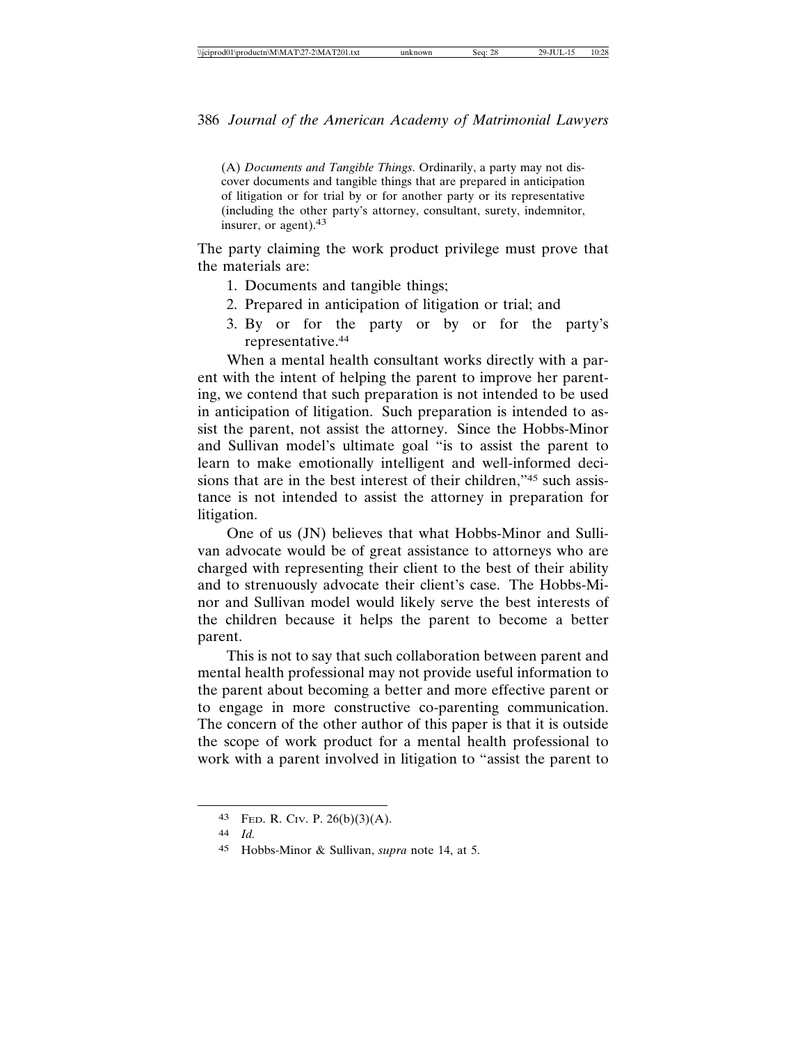(A) *Documents and Tangible Things*. Ordinarily, a party may not discover documents and tangible things that are prepared in anticipation of litigation or for trial by or for another party or its representative (including the other party's attorney, consultant, surety, indemnitor, insurer, or agent).[43]

The party claiming the work product privilege must prove that the materials are:

1. Documents and tangible things;
2. Prepared in anticipation of litigation or trial; and
3. By or for the party or by or for the party's representative.[44]

When a mental health consultant works directly with a parent with the intent of helping the parent to improve her parenting, we contend that such preparation is not intended to be used in anticipation of litigation. Such preparation is intended to assist the parent, not assist the attorney. Since the Hobbs-Minor and Sullivan model's ultimate goal "is to assist the parent to learn to make emotionally intelligent and well-informed decisions that are in the best interest of their children,"[45] such assistance is not intended to assist the attorney in preparation for litigation.

One of us (JN) believes that what Hobbs-Minor and Sullivan advocate would be of great assistance to attorneys who are charged with representing their client to the best of their ability and to strenuously advocate their client's case. The Hobbs-Minor and Sullivan model would likely serve the best interests of the children because it helps the parent to become a better parent.

This is not to say that such collaboration between parent and mental health professional may not provide useful information to the parent about becoming a better and more effective parent or to engage in more constructive co-parenting communication. The concern of the other author of this paper is that it is outside the scope of work product for a mental health professional to work with a parent involved in litigation to "assist the parent to

---

43 Fed. R. Civ. P. 26(b)(3)(A).

44 *Id.*

45 Hobbs-Minor & Sullivan, *supra* note 14, at 5.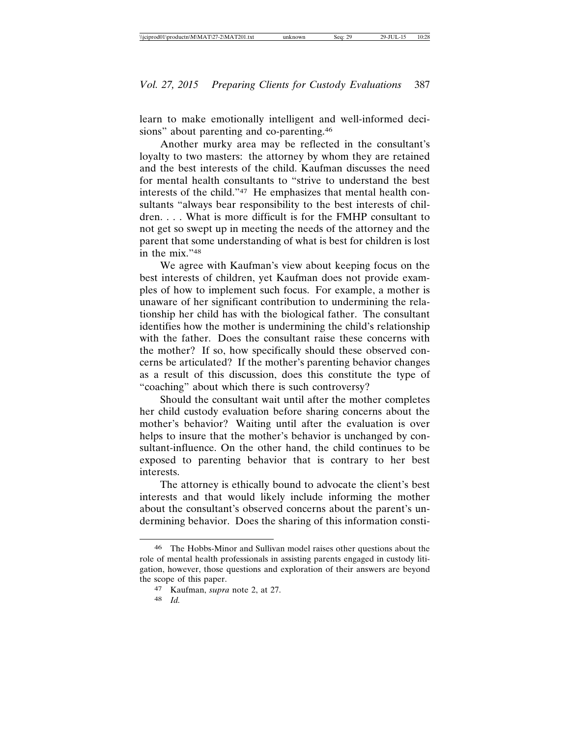learn to make emotionally intelligent and well-informed decisions" about parenting and co-parenting.[46]

Another murky area may be reflected in the consultant's loyalty to two masters: the attorney by whom they are retained and the best interests of the child. Kaufman discusses the need for mental health consultants to "strive to understand the best interests of the child."[47] He emphasizes that mental health consultants "always bear responsibility to the best interests of children. . . . What is more difficult is for the FMHP consultant to not get so swept up in meeting the needs of the attorney and the parent that some understanding of what is best for children is lost in the mix."[48]

We agree with Kaufman's view about keeping focus on the best interests of children, yet Kaufman does not provide examples of how to implement such focus. For example, a mother is unaware of her significant contribution to undermining the relationship her child has with the biological father. The consultant identifies how the mother is undermining the child's relationship with the father. Does the consultant raise these concerns with the mother? If so, how specifically should these observed concerns be articulated? If the mother's parenting behavior changes as a result of this discussion, does this constitute the type of "coaching" about which there is such controversy?

Should the consultant wait until after the mother completes her child custody evaluation before sharing concerns about the mother's behavior? Waiting until after the evaluation is over helps to insure that the mother's behavior is unchanged by consultant-influence. On the other hand, the child continues to be exposed to parenting behavior that is contrary to her best interests.

The attorney is ethically bound to advocate the client's best interests and that would likely include informing the mother about the consultant's observed concerns about the parent's undermining behavior. Does the sharing of this information consti-

[46] The Hobbs-Minor and Sullivan model raises other questions about the role of mental health professionals in assisting parents engaged in custody litigation, however, those questions and exploration of their answers are beyond the scope of this paper.

[47] Kaufman, *supra* note 2, at 27.

[48] *Id.*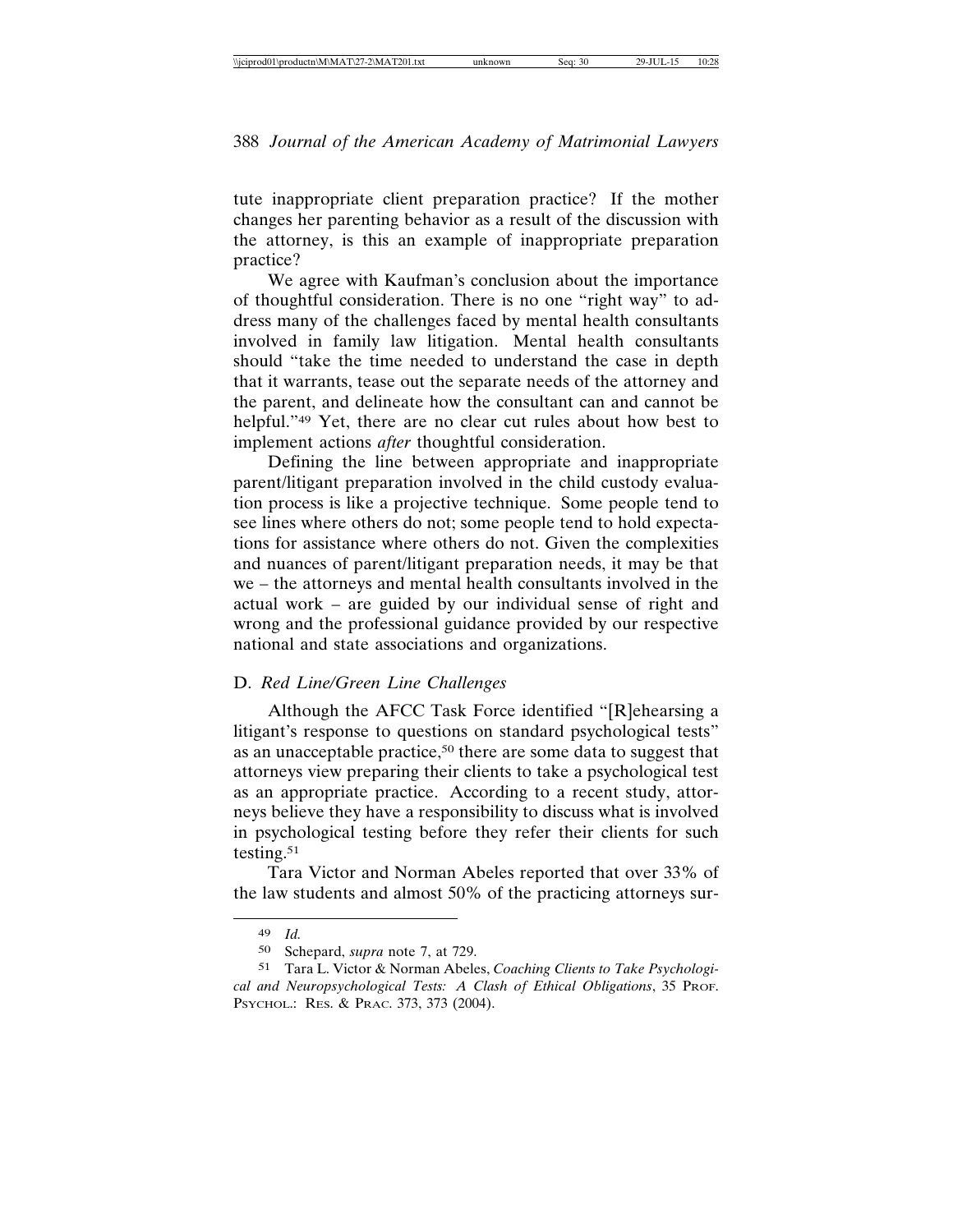tute inappropriate client preparation practice? If the mother changes her parenting behavior as a result of the discussion with the attorney, is this an example of inappropriate preparation practice?

We agree with Kaufman's conclusion about the importance of thoughtful consideration. There is no one "right way" to address many of the challenges faced by mental health consultants involved in family law litigation. Mental health consultants should "take the time needed to understand the case in depth that it warrants, tease out the separate needs of the attorney and the parent, and delineate how the consultant can and cannot be helpful."[49] Yet, there are no clear cut rules about how best to implement actions *after* thoughtful consideration.

Defining the line between appropriate and inappropriate parent/litigant preparation involved in the child custody evaluation process is like a projective technique. Some people tend to see lines where others do not; some people tend to hold expectations for assistance where others do not. Given the complexities and nuances of parent/litigant preparation needs, it may be that we – the attorneys and mental health consultants involved in the actual work – are guided by our individual sense of right and wrong and the professional guidance provided by our respective national and state associations and organizations.

### D. *Red Line/Green Line Challenges*

Although the AFCC Task Force identified "[R]ehearsing a litigant's response to questions on standard psychological tests" as an unacceptable practice,[50] there are some data to suggest that attorneys view preparing their clients to take a psychological test as an appropriate practice. According to a recent study, attorneys believe they have a responsibility to discuss what is involved in psychological testing before they refer their clients for such testing.[51]

Tara Victor and Norman Abeles reported that over 33% of the law students and almost 50% of the practicing attorneys sur-

---

[49] *Id.*

[50] Schepard, *supra* note 7, at 729.

[51] Tara L. Victor & Norman Abeles, *Coaching Clients to Take Psychological and Neuropsychological Tests: A Clash of Ethical Obligations*, 35 PROF. PSYCHOL.: RES. & PRAC. 373, 373 (2004).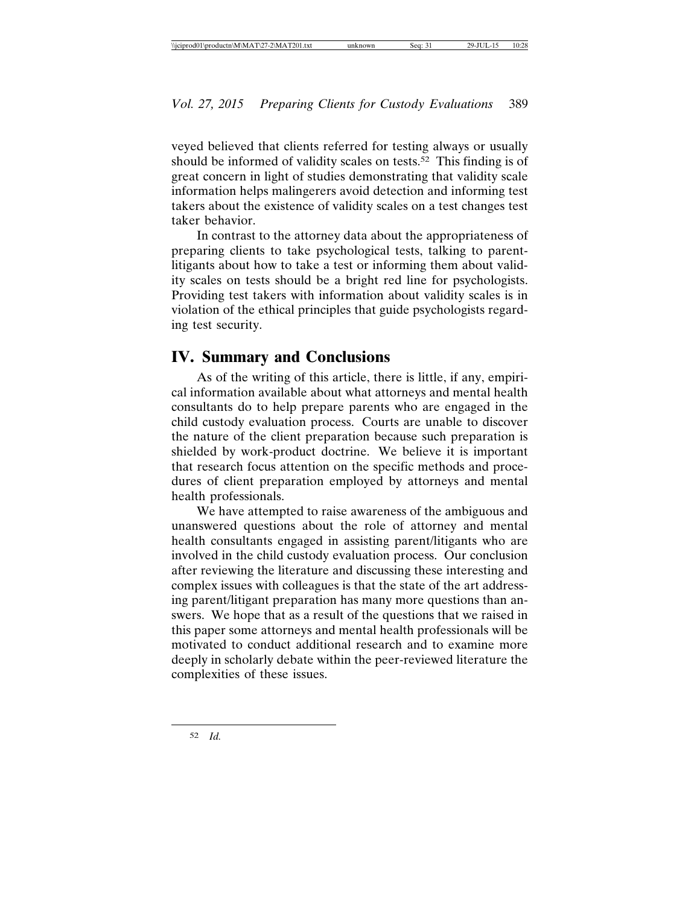veyed believed that clients referred for testing always or usually should be informed of validity scales on tests.[52] This finding is of great concern in light of studies demonstrating that validity scale information helps malingerers avoid detection and informing test takers about the existence of validity scales on a test changes test taker behavior.

In contrast to the attorney data about the appropriateness of preparing clients to take psychological tests, talking to parent-litigants about how to take a test or informing them about validity scales on tests should be a bright red line for psychologists. Providing test takers with information about validity scales is in violation of the ethical principles that guide psychologists regarding test security.

## IV. Summary and Conclusions

As of the writing of this article, there is little, if any, empirical information available about what attorneys and mental health consultants do to help prepare parents who are engaged in the child custody evaluation process. Courts are unable to discover the nature of the client preparation because such preparation is shielded by work-product doctrine. We believe it is important that research focus attention on the specific methods and procedures of client preparation employed by attorneys and mental health professionals.

We have attempted to raise awareness of the ambiguous and unanswered questions about the role of attorney and mental health consultants engaged in assisting parent/litigants who are involved in the child custody evaluation process. Our conclusion after reviewing the literature and discussing these interesting and complex issues with colleagues is that the state of the art addressing parent/litigant preparation has many more questions than answers. We hope that as a result of the questions that we raised in this paper some attorneys and mental health professionals will be motivated to conduct additional research and to examine more deeply in scholarly debate within the peer-reviewed literature the complexities of these issues.

---

[52] *Id.*